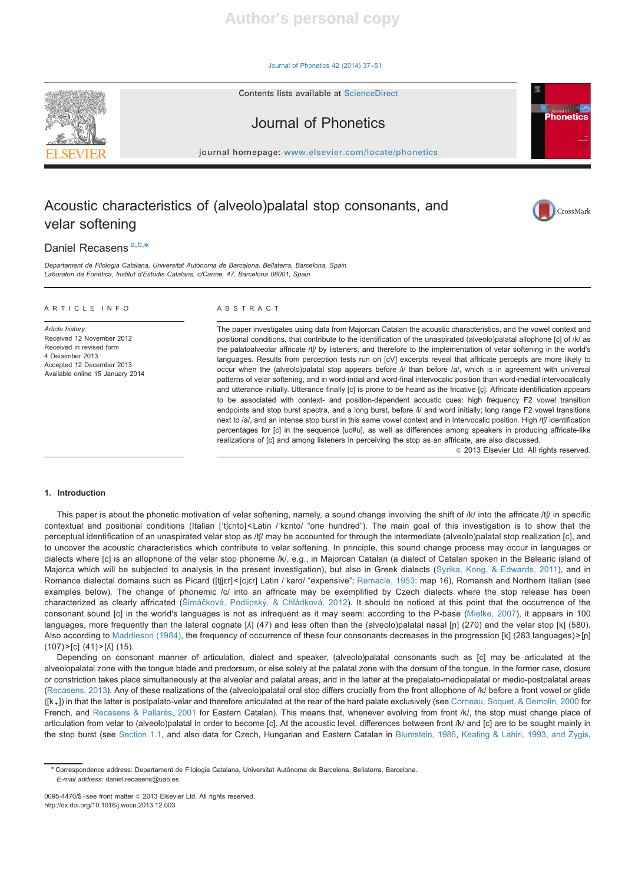# Acoustic characteristics of (alveolo)palatal stop consonants, and velar softening

Daniel Recasens [a,b,*]

[a] Departament de Filologia Catalana, Universitat Autònoma de Barcelona, Bellaterra, Barcelona, Spain
[b] Laboratori de Fonètica, Institut d'Estudis Catalans, c/Carme, 47, Barcelona 08001, Spain

ARTICLE INFO

*Article history:*
Received 12 November 2012
Received in revised form
4 December 2013
Accepted 12 December 2013
Available online 15 January 2014

ABSTRACT

The paper investigates using data from Majorcan Catalan the acoustic characteristics, and the vowel context and positional conditions, that contribute to the identification of the unaspirated (alveolo)palatal allophone [c] of /k/ as the palatoalveolar affricate /ʧ/ by listeners, and therefore to the implementation of velar softening in the world's languages. Results from perception tests run on [cV] excerpts reveal that affricate percepts are more likely to occur when the (alveolo)palatal stop appears before /i/ than before /a/, which is in agreement with universal patterns of velar softening, and in word-initial and word-final intervocalic position than word-medial intervocalically and utterance initially. Utterance finally [c] is prone to be heard as the fricative [ç]. Affricate identification appears to be associated with context- and position-dependent acoustic cues: high frequency F2 vowel transition endpoints and stop burst spectra, and a long burst, before /i/ and word initially; long range F2 vowel transitions next to /a/, and an intense stop burst in this same vowel context and in intervocalic position. High /ʧ/ identification percentages for [c] in the sequence [uc#u], as well as differences among speakers in producing affricate-like realizations of [c] and among listeners in perceiving the stop as an affricate, are also discussed.

© 2013 Elsevier Ltd. All rights reserved.

## 1. Introduction

This paper is about the phonetic motivation of velar softening, namely, a sound change involving the shift of /k/ into the affricate /ʧ/ in specific contextual and positional conditions (Italian [ˈʧɛnto]<Latin /ˈkɛnto/ "one hundred"). The main goal of this investigation is to show that the perceptual identification of an unaspirated velar stop as /ʧ/ may be accounted for through the intermediate (alveolo)palatal stop realization [c], and to uncover the acoustic characteristics which contribute to velar softening. In principle, this sound change process may occur in languages or dialects where [c] is an allophone of the velar stop phoneme /k/, e.g., in Majorcan Catalan (a dialect of Catalan spoken in the Balearic island of Majorca which will be subjected to analysis in the present investigation), but also in Greek dialects (Syrika, Kong, & Edwards, 2011), and in Romance dialectal domains such as Picard ([tʧjɛr]<[cjɛr] Latin /ˈkaro/ "expensive"; Remacle, 1953: map 16), Romansh and Northern Italian (see examples below). The change of phonemic /c/ into an affricate may be exemplified by Czech dialects where the stop release has been characterized as clearly affricated (Šimáčková, Podlipský, & Chládková, 2012). It should be noticed at this point that the occurrence of the consonant sound [c] in the world's languages is not as infrequent as it may seem: according to the P-base (Mielke, 2007), it appears in 100 languages, more frequently than the lateral cognate [ʎ] (47) and less often than the (alveolo)palatal nasal [ɲ] (270) and the velar stop [k] (580). Also according to Maddieson (1984), the frequency of occurrence of these four consonants decreases in the progression [k] (283 languages)>[ɲ] (107)>[c] (41)>[ʎ] (15).

Depending on consonant manner of articulation, dialect and speaker, (alveolo)palatal consonants such as [c] may be articulated at the alveolopalatal zone with the tongue blade and predorsum, or else solely at the palatal zone with the dorsum of the tongue. In the former case, closure or constriction takes place simultaneously at the alveolar and palatal areas, and in the latter at the prepalato-mediopalatal or medio-postpalatal areas (Recasens, 2013). Any of these realizations of the (alveolo)palatal oral stop differs crucially from the front allophone of /k/ before a front vowel or glide ([k₊]) in that the latter is postpalato-velar and therefore articulated at the rear of the hard palate exclusively (see Corneau, Soquet, & Demolin, 2000 for French, and Recasens & Pallarès, 2001 for Eastern Catalan). This means that, whenever evolving from front /k/, the stop must change place of articulation from velar to (alveolo)palatal in order to become [c]. At the acoustic level, differences between front /k/ and [c] are to be sought mainly in the stop burst (see Section 1.1, and also data for Czech, Hungarian and Eastern Catalan in Blumstein, 1986, Keating & Lahiri, 1993, and Zygis,

* Correspondence address: Departament de Filologia Catalana, Universitat Autònoma de Barcelona, Bellaterra, Barcelona.
*E-mail address:* daniel.recasens@uab.es

0095-4470/$ - see front matter © 2013 Elsevier Ltd. All rights reserved.
http://dx.doi.org/10.1016/j.wocn.2013.12.003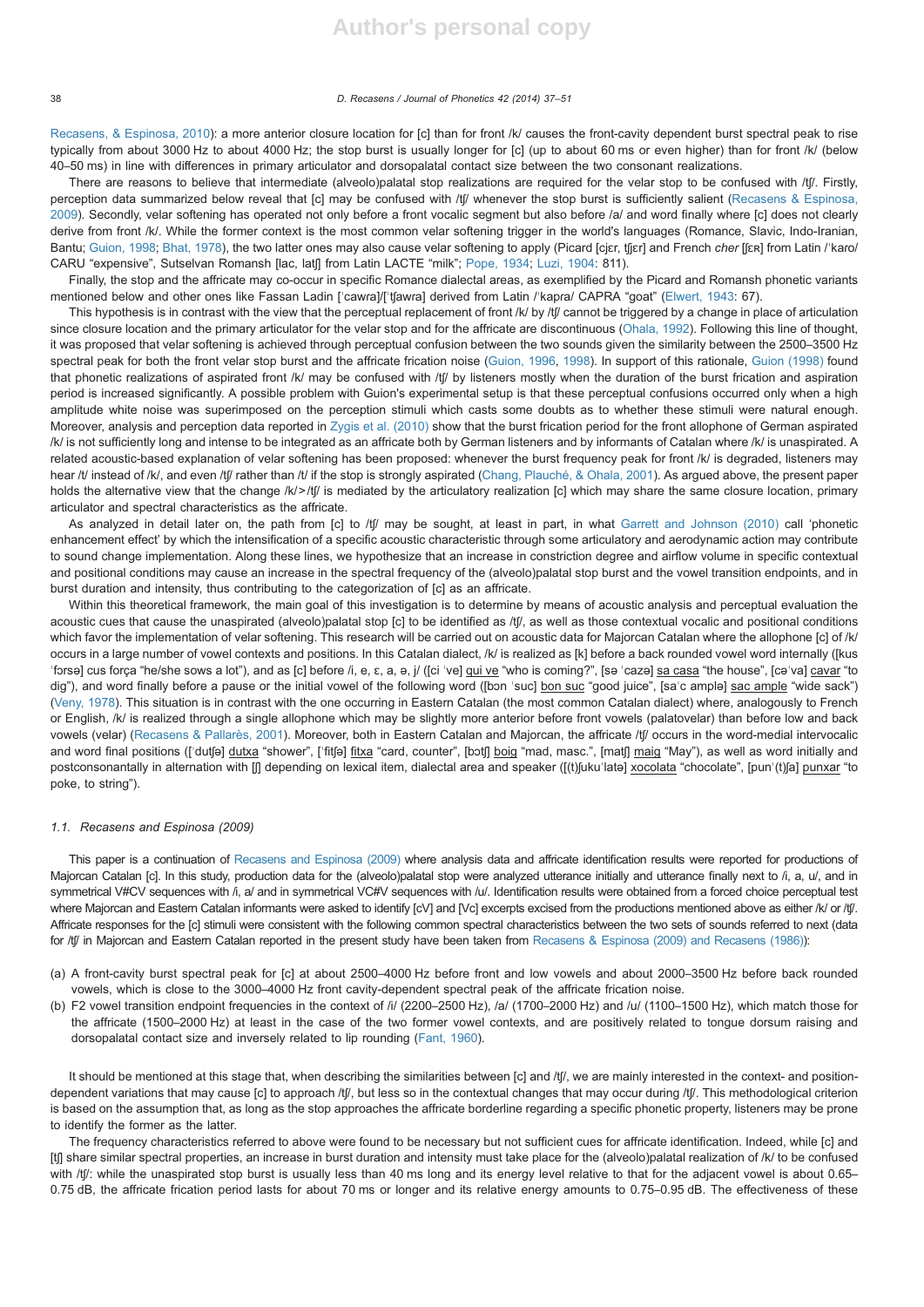Recasens, & Espinosa, 2010): a more anterior closure location for [c] than for front /k/ causes the front-cavity dependent burst spectral peak to rise typically from about 3000 Hz to about 4000 Hz; the stop burst is usually longer for [c] (up to about 60 ms or even higher) than for front /k/ (below 40–50 ms) in line with differences in primary articulator and dorsopalatal contact size between the two consonant realizations.

There are reasons to believe that intermediate (alveolo)palatal stop realizations are required for the velar stop to be confused with /tʃ/. Firstly, perception data summarized below reveal that [c] may be confused with /tʃ/ whenever the stop burst is sufficiently salient (Recasens & Espinosa, 2009). Secondly, velar softening has operated not only before a front vocalic segment but also before /a/ and word finally where [c] does not clearly derive from front /k/. While the former context is the most common velar softening trigger in the world's languages (Romance, Slavic, Indo-Iranian, Bantu; Guion, 1998; Bhat, 1978), the two latter ones may also cause velar softening to apply (Picard [cjɛr, tʃjɛr] and French *cher* [ʃɛʀ] from Latin /ˈkaro/ CARU "expensive", Sutselvan Romansh [lac, latʃ] from Latin LACTE "milk"; Pope, 1934; Luzi, 1904: 811).

Finally, the stop and the affricate may co-occur in specific Romance dialectal areas, as exemplified by the Picard and Romansh phonetic variants mentioned below and other ones like Fassan Ladin [ˈcawra]/[ˈtʃawra] derived from Latin /ˈkapra/ CAPRA "goat" (Elwert, 1943: 67).

This hypothesis is in contrast with the view that the perceptual replacement of front /k/ by /tʃ/ cannot be triggered by a change in place of articulation since closure location and the primary articulator for the velar stop and for the affricate are discontinuous (Ohala, 1992). Following this line of thought, it was proposed that velar softening is achieved through perceptual confusion between the two sounds given the similarity between the 2500–3500 Hz spectral peak for both the front velar stop burst and the affricate frication noise (Guion, 1996, 1998). In support of this rationale, Guion (1998) found that phonetic realizations of aspirated front /k/ may be confused with /tʃ/ by listeners mostly when the duration of the burst frication and aspiration period is increased significantly. A possible problem with Guion's experimental setup is that these perceptual confusions occurred only when a high amplitude white noise was superimposed on the perception stimuli which casts some doubts as to whether these stimuli were natural enough. Moreover, analysis and perception data reported in Zygis et al. (2010) show that the burst frication period for the front allophone of German aspirated /k/ is not sufficiently long and intense to be integrated as an affricate both by German listeners and by informants of Catalan where /k/ is unaspirated. A related acoustic-based explanation of velar softening has been proposed: whenever the burst frequency peak for front /k/ is degraded, listeners may hear /t/ instead of /k/, and even /tʃ/ rather than /t/ if the stop is strongly aspirated (Chang, Plauché, & Ohala, 2001). As argued above, the present paper holds the alternative view that the change /k/>/tʃ/ is mediated by the articulatory realization [c] which may share the same closure location, primary articulator and spectral characteristics as the affricate.

As analyzed in detail later on, the path from [c] to /tʃ/ may be sought, at least in part, in what Garrett and Johnson (2010) call 'phonetic enhancement effect' by which the intensification of a specific acoustic characteristic through some articulatory and aerodynamic action may contribute to sound change implementation. Along these lines, we hypothesize that an increase in constriction degree and airflow volume in specific contextual and positional conditions may cause an increase in the spectral frequency of the (alveolo)palatal stop burst and the vowel transition endpoints, and in burst duration and intensity, thus contributing to the categorization of [c] as an affricate.

Within this theoretical framework, the main goal of this investigation is to determine by means of acoustic analysis and perceptual evaluation the acoustic cues that cause the unaspirated (alveolo)palatal stop [c] to be identified as /tʃ/, as well as those contextual vocalic and positional conditions which favor the implementation of velar softening. This research will be carried out on acoustic data for Majorcan Catalan where the allophone [c] of /k/ occurs in a large number of vowel contexts and positions. In this Catalan dialect, /k/ is realized as [k] before a back rounded vowel word internally ([kus ˈforsə] cus força "he/she sows a lot"), and as [c] before /i, e, ɛ, a, ə, j/ ([ci ˈve] qui ve "who is coming?", [sə ˈcazə] sa casa "the house", [cəˈva] cavar "to dig"), and word finally before a pause or the initial vowel of the following word ([bɔn ˈsuc] bon suc "good juice", [saˈc amplə] sac ample "wide sack") (Veny, 1978). This situation is in contrast with the one occurring in Eastern Catalan (the most common Catalan dialect) where, analogously to French or English, /k/ is realized through a single allophone which may be slightly more anterior before front vowels (palatovelar) than before low and back vowels (velar) (Recasens & Pallarès, 2001). Moreover, both in Eastern Catalan and Majorcan, the affricate /tʃ/ occurs in the word-medial intervocalic and word final positions ([ˈdutʃə] dutxa "shower", [ˈfitʃə] fitxa "card, counter", [botʃ] boig "mad, masc.", [matʃ] maig "May"), as well as word initially and postconsonantally in alternation with [ʃ] depending on lexical item, dialectal area and speaker ([(t)ʃukuˈlatə] xocolata "chocolate", [punˈ(t)ʃa] punxar "to poke, to string").

### 1.1. Recasens and Espinosa (2009)

This paper is a continuation of Recasens and Espinosa (2009) where analysis data and affricate identification results were reported for productions of Majorcan Catalan [c]. In this study, production data for the (alveolo)palatal stop were analyzed utterance initially and utterance finally next to /i, a, u/, and in symmetrical V#CV sequences with /i, a/ and in symmetrical VC#V sequences with /u/. Identification results were obtained from a forced choice perceptual test where Majorcan and Eastern Catalan informants were asked to identify [cV] and [Vc] excerpts excised from the productions mentioned above as either /k/ or /tʃ/. Affricate responses for the [c] stimuli were consistent with the following common spectral characteristics between the two sets of sounds referred to next (data for /tʃ/ in Majorcan and Eastern Catalan reported in the present study have been taken from Recasens & Espinosa (2009) and Recasens (1986)):

(a) A front-cavity burst spectral peak for [c] at about 2500–4000 Hz before front and low vowels and about 2000–3500 Hz before back rounded vowels, which is close to the 3000–4000 Hz front cavity-dependent spectral peak of the affricate frication noise.
(b) F2 vowel transition endpoint frequencies in the context of /i/ (2200–2500 Hz), /a/ (1700–2000 Hz) and /u/ (1100–1500 Hz), which match those for the affricate (1500–2000 Hz) at least in the case of the two former vowel contexts, and are positively related to tongue dorsum raising and dorsopalatal contact size and inversely related to lip rounding (Fant, 1960).

It should be mentioned at this stage that, when describing the similarities between [c] and /tʃ/, we are mainly interested in the context- and position-dependent variations that may cause [c] to approach /tʃ/, but less so in the contextual changes that may occur during /tʃ/. This methodological criterion is based on the assumption that, as long as the stop approaches the affricate borderline regarding a specific phonetic property, listeners may be prone to identify the former as the latter.

The frequency characteristics referred to above were found to be necessary but not sufficient cues for affricate identification. Indeed, while [c] and [tʃ] share similar spectral properties, an increase in burst duration and intensity must take place for the (alveolo)palatal realization of /k/ to be confused with /tʃ/: while the unaspirated stop burst is usually less than 40 ms long and its energy level relative to that for the adjacent vowel is about 0.65–0.75 dB, the affricate frication period lasts for about 70 ms or longer and its relative energy amounts to 0.75–0.95 dB. The effectiveness of these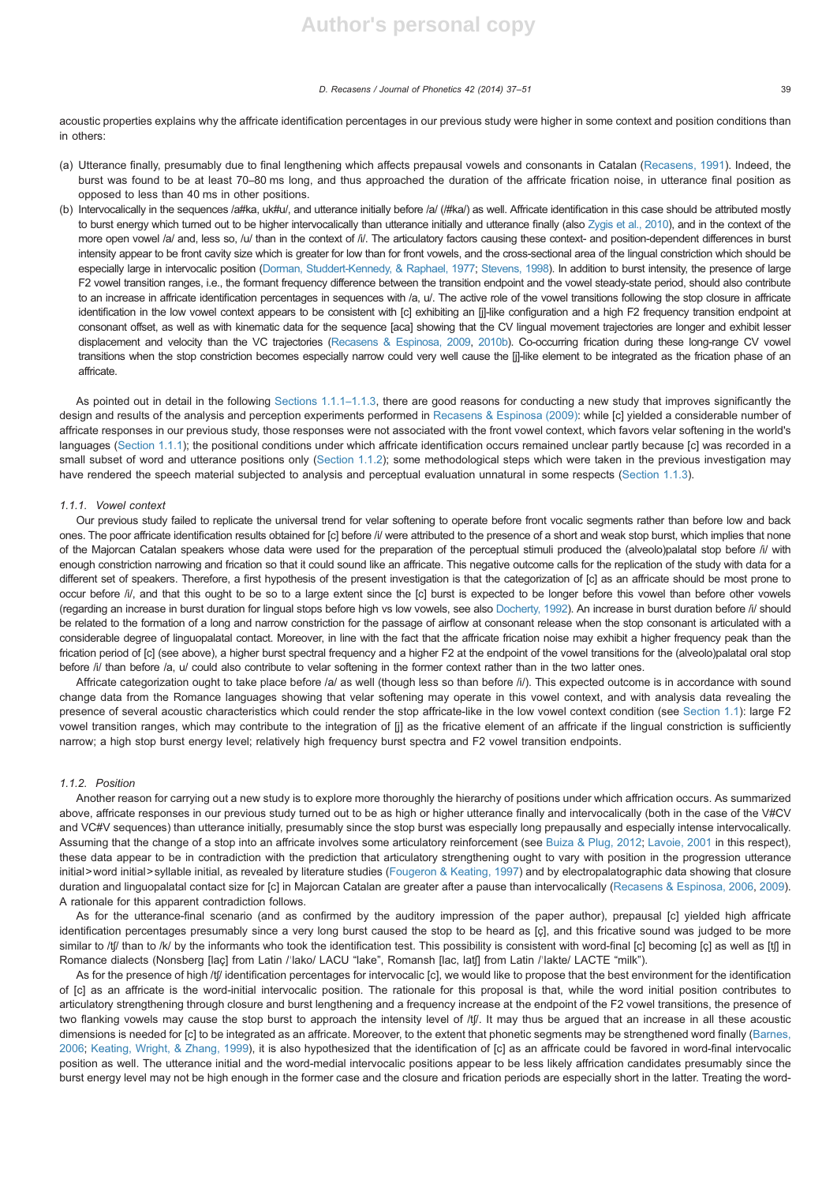acoustic properties explains why the affricate identification percentages in our previous study were higher in some context and position conditions than in others:

(a) Utterance finally, presumably due to final lengthening which affects prepausal vowels and consonants in Catalan (Recasens, 1991). Indeed, the burst was found to be at least 70–80 ms long, and thus approached the duration of the affricate frication noise, in utterance final position as opposed to less than 40 ms in other positions.

(b) Intervocalically in the sequences /a#ka, uk#u/, and utterance initially before /a/ (/#ka/) as well. Affricate identification in this case should be attributed mostly to burst energy which turned out to be higher intervocalically than utterance initially and utterance finally (also Zygis et al., 2010), and in the context of the more open vowel /a/ and, less so, /u/ than in the context of /i/. The articulatory factors causing these context- and position-dependent differences in burst intensity appear to be front cavity size which is greater for low than for front vowels, and the cross-sectional area of the lingual constriction which should be especially large in intervocalic position (Dorman, Studdert-Kennedy, & Raphael, 1977; Stevens, 1998). In addition to burst intensity, the presence of large F2 vowel transition ranges, i.e., the formant frequency difference between the transition endpoint and the vowel steady-state period, should also contribute to an increase in affricate identification percentages in sequences with /a, u/. The active role of the vowel transitions following the stop closure in affricate identification in the low vowel context appears to be consistent with [c] exhibiting an [j]-like configuration and a high F2 frequency transition endpoint at consonant offset, as well as with kinematic data for the sequence [aca] showing that the CV lingual movement trajectories are longer and exhibit lesser displacement and velocity than the VC trajectories (Recasens & Espinosa, 2009, 2010b). Co-occurring frication during these long-range CV vowel transitions when the stop constriction becomes especially narrow could very well cause the [j]-like element to be integrated as the frication phase of an affricate.

As pointed out in detail in the following Sections 1.1.1–1.1.3, there are good reasons for conducting a new study that improves significantly the design and results of the analysis and perception experiments performed in Recasens & Espinosa (2009): while [c] yielded a considerable number of affricate responses in our previous study, those responses were not associated with the front vowel context, which favors velar softening in the world's languages (Section 1.1.1); the positional conditions under which affricate identification occurs remained unclear partly because [c] was recorded in a small subset of word and utterance positions only (Section 1.1.2); some methodological steps which were taken in the previous investigation may have rendered the speech material subjected to analysis and perceptual evaluation unnatural in some respects (Section 1.1.3).

#### *1.1.1. Vowel context*

Our previous study failed to replicate the universal trend for velar softening to operate before front vocalic segments rather than before low and back ones. The poor affricate identification results obtained for [c] before /i/ were attributed to the presence of a short and weak stop burst, which implies that none of the Majorcan Catalan speakers whose data were used for the preparation of the perceptual stimuli produced the (alveolo)palatal stop before /i/ with enough constriction narrowing and frication so that it could sound like an affricate. This negative outcome calls for the replication of the study with data for a different set of speakers. Therefore, a first hypothesis of the present investigation is that the categorization of [c] as an affricate should be most prone to occur before /i/, and that this ought to be so to a large extent since the [c] burst is expected to be longer before this vowel than before other vowels (regarding an increase in burst duration for lingual stops before high vs low vowels, see also Docherty, 1992). An increase in burst duration before /i/ should be related to the formation of a long and narrow constriction for the passage of airflow at consonant release when the stop consonant is articulated with a considerable degree of linguopalatal contact. Moreover, in line with the fact that the affricate frication noise may exhibit a higher frequency peak than the frication period of [c] (see above), a higher burst spectral frequency and a higher F2 at the endpoint of the vowel transitions for the (alveolo)palatal oral stop before /i/ than before /a, u/ could also contribute to velar softening in the former context rather than in the two latter ones.

Affricate categorization ought to take place before /a/ as well (though less so than before /i/). This expected outcome is in accordance with sound change data from the Romance languages showing that velar softening may operate in this vowel context, and with analysis data revealing the presence of several acoustic characteristics which could render the stop affricate-like in the low vowel context condition (see Section 1.1): large F2 vowel transition ranges, which may contribute to the integration of [j] as the fricative element of an affricate if the lingual constriction is sufficiently narrow; a high stop burst energy level; relatively high frequency burst spectra and F2 vowel transition endpoints.

#### *1.1.2. Position*

Another reason for carrying out a new study is to explore more thoroughly the hierarchy of positions under which affrication occurs. As summarized above, affricate responses in our previous study turned out to be as high or higher utterance finally and intervocalically (both in the case of the V#CV and VC#V sequences) than utterance initially, presumably since the stop burst was especially long prepausally and especially intense intervocalically. Assuming that the change of a stop into an affricate involves some articulatory reinforcement (see Buiza & Plug, 2012; Lavoie, 2001 in this respect), these data appear to be in contradiction with the prediction that articulatory strengthening ought to vary with position in the progression utterance initial>word initial>syllable initial, as revealed by literature studies (Fougeron & Keating, 1997) and by electropalatographic data showing that closure duration and linguopalatal contact size for [c] in Majorcan Catalan are greater after a pause than intervocalically (Recasens & Espinosa, 2006, 2009). A rationale for this apparent contradiction follows.

As for the utterance-final scenario (and as confirmed by the auditory impression of the paper author), prepausal [c] yielded high affricate identification percentages presumably since a very long burst caused the stop to be heard as [ç], and this fricative sound was judged to be more similar to /ʧ/ than to /k/ by the informants who took the identification test. This possibility is consistent with word-final [c] becoming [ç] as well as [ʧ] in Romance dialects (Nonsberg [laç] from Latin /ˈlako/ LACU "lake", Romansh [lac, latʃ] from Latin /ˈlakte/ LACTE "milk").

As for the presence of high /ʧ/ identification percentages for intervocalic [c], we would like to propose that the best environment for the identification of [c] as an affricate is the word-initial intervocalic position. The rationale for this proposal is that, while the word initial position contributes to articulatory strengthening through closure and burst lengthening and a frequency increase at the endpoint of the F2 vowel transitions, the presence of two flanking vowels may cause the stop burst to approach the intensity level of /ʧ/. It may thus be argued that an increase in all these acoustic dimensions is needed for [c] to be integrated as an affricate. Moreover, to the extent that phonetic segments may be strengthened word finally (Barnes, 2006; Keating, Wright, & Zhang, 1999), it is also hypothesized that the identification of [c] as an affricate could be favored in word-final intervocalic position as well. The utterance initial and the word-medial intervocalic positions appear to be less likely affrication candidates presumably since the burst energy level may not be high enough in the former case and the closure and frication periods are especially short in the latter. Treating the word-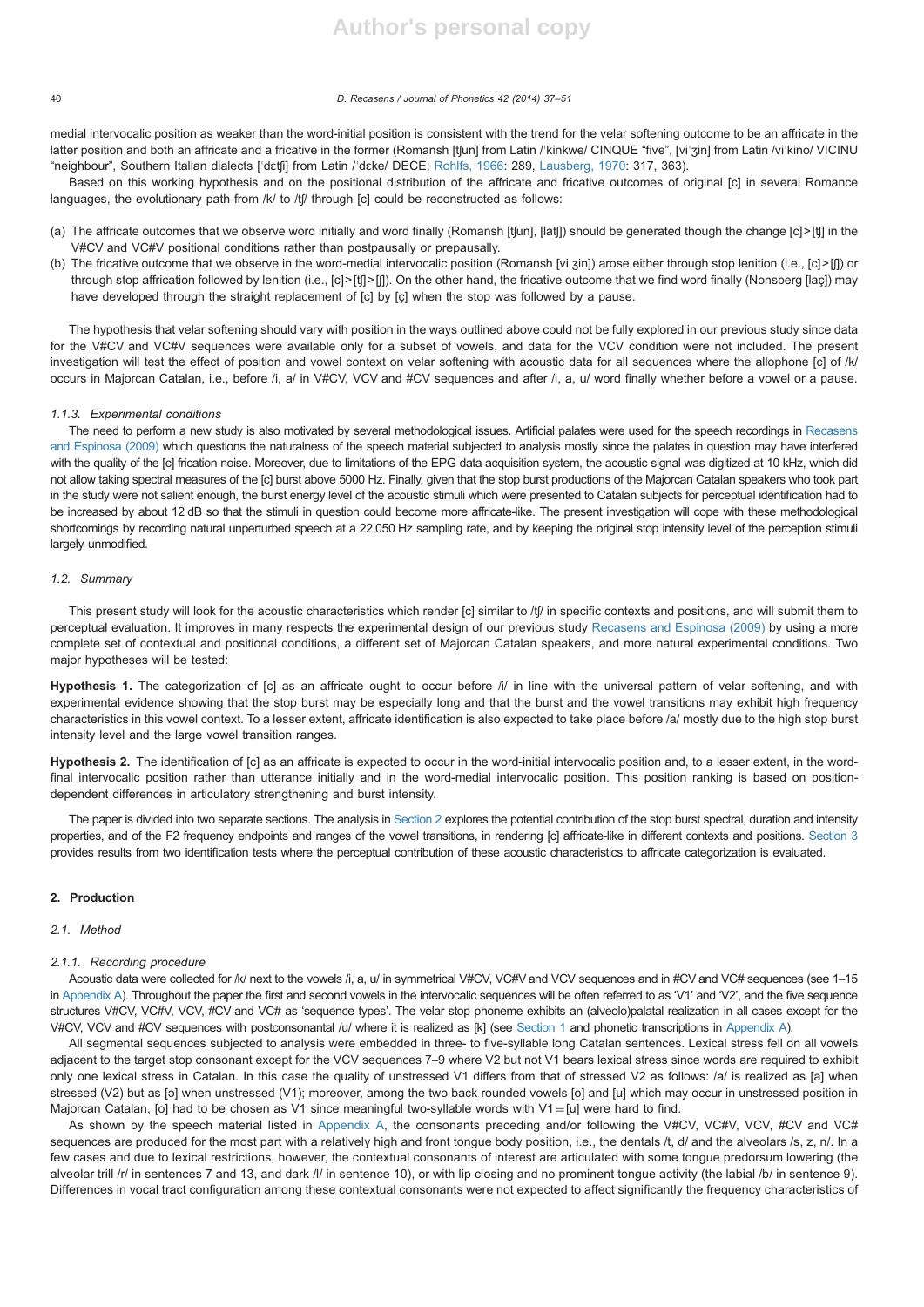medial intervocalic position as weaker than the word-initial position is consistent with the trend for the velar softening outcome to be an affricate in the latter position and both an affricate and a fricative in the former (Romansh [tʃun] from Latin /ˈkinkwe/ CINQUE "five", [viˈʒin] from Latin /viˈkino/ VICINU "neighbour", Southern Italian dialects [ˈdɛtʃi] from Latin /ˈdɛke/ DECE; Rohlfs, 1966: 289, Lausberg, 1970: 317, 363).

Based on this working hypothesis and on the positional distribution of the affricate and fricative outcomes of original [c] in several Romance languages, the evolutionary path from /k/ to /tʃ/ through [c] could be reconstructed as follows:

(a) The affricate outcomes that we observe word initially and word finally (Romansh [tʃun], [latʃ]) should be generated though the change [c]>[tʃ] in the V#CV and VC#V positional conditions rather than postpausally or prepausally.

(b) The fricative outcome that we observe in the word-medial intervocalic position (Romansh [viˈʒin]) arose either through stop lenition (i.e., [c]>[ʃ]) or through stop affrication followed by lenition (i.e., [c]>[tʃ]>[ʃ]). On the other hand, the fricative outcome that we find word finally (Nonsberg [laç]) may have developed through the straight replacement of [c] by [ç] when the stop was followed by a pause.

The hypothesis that velar softening should vary with position in the ways outlined above could not be fully explored in our previous study since data for the V#CV and VC#V sequences were available only for a subset of vowels, and data for the VCV condition were not included. The present investigation will test the effect of position and vowel context on velar softening with acoustic data for all sequences where the allophone [c] of /k/ occurs in Majorcan Catalan, i.e., before /i, a/ in V#CV, VCV and #CV sequences and after /i, a, u/ word finally whether before a vowel or a pause.

#### 1.1.3. Experimental conditions

The need to perform a new study is also motivated by several methodological issues. Artificial palates were used for the speech recordings in Recasens and Espinosa (2009) which questions the naturalness of the speech material subjected to analysis mostly since the palates in question may have interfered with the quality of the [c] frication noise. Moreover, due to limitations of the EPG data acquisition system, the acoustic signal was digitized at 10 kHz, which did not allow taking spectral measures of the [c] burst above 5000 Hz. Finally, given that the stop burst productions of the Majorcan Catalan speakers who took part in the study were not salient enough, the burst energy level of the acoustic stimuli which were presented to Catalan subjects for perceptual identification had to be increased by about 12 dB so that the stimuli in question could become more affricate-like. The present investigation will cope with these methodological shortcomings by recording natural unperturbed speech at a 22,050 Hz sampling rate, and by keeping the original stop intensity level of the perception stimuli largely unmodified.

### 1.2. Summary

This present study will look for the acoustic characteristics which render [c] similar to /tʃ/ in specific contexts and positions, and will submit them to perceptual evaluation. It improves in many respects the experimental design of our previous study Recasens and Espinosa (2009) by using a more complete set of contextual and positional conditions, a different set of Majorcan Catalan speakers, and more natural experimental conditions. Two major hypotheses will be tested:

**Hypothesis 1.** The categorization of [c] as an affricate ought to occur before /i/ in line with the universal pattern of velar softening, and with experimental evidence showing that the stop burst may be especially long and that the burst and the vowel transitions may exhibit high frequency characteristics in this vowel context. To a lesser extent, affricate identification is also expected to take place before /a/ mostly due to the high stop burst intensity level and the large vowel transition ranges.

**Hypothesis 2.** The identification of [c] as an affricate is expected to occur in the word-initial intervocalic position and, to a lesser extent, in the word-final intervocalic position rather than utterance initially and in the word-medial intervocalic position. This position ranking is based on position-dependent differences in articulatory strengthening and burst intensity.

The paper is divided into two separate sections. The analysis in Section 2 explores the potential contribution of the stop burst spectral, duration and intensity properties, and of the F2 frequency endpoints and ranges of the vowel transitions, in rendering [c] affricate-like in different contexts and positions. Section 3 provides results from two identification tests where the perceptual contribution of these acoustic characteristics to affricate categorization is evaluated.

## 2. Production

### 2.1. Method

#### 2.1.1. Recording procedure

Acoustic data were collected for /k/ next to the vowels /i, a, u/ in symmetrical V#CV, VC#V and VCV sequences and in #CV and VC# sequences (see 1–15 in Appendix A). Throughout the paper the first and second vowels in the intervocalic sequences will be often referred to as 'V1' and 'V2', and the five sequence structures V#CV, VC#V, VCV, #CV and VC# as 'sequence types'. The velar stop phoneme exhibits an (alveolo)palatal realization in all cases except for the V#CV, VCV and #CV sequences with postconsonantal /u/ where it is realized as [k] (see Section 1 and phonetic transcriptions in Appendix A).

All segmental sequences subjected to analysis were embedded in three- to five-syllable long Catalan sentences. Lexical stress fell on all vowels adjacent to the target stop consonant except for the VCV sequences 7–9 where V2 but not V1 bears lexical stress since words are required to exhibit only one lexical stress in Catalan. In this case the quality of unstressed V1 differs from that of stressed V2 as follows: /a/ is realized as [a] when stressed (V2) but as [ə] when unstressed (V1); moreover, among the two back rounded vowels [o] and [u] which may occur in unstressed position in Majorcan Catalan, [o] had to be chosen as V1 since meaningful two-syllable words with V1 = [u] were hard to find.

As shown by the speech material listed in Appendix A, the consonants preceding and/or following the V#CV, VC#V, VCV, #CV and VC# sequences are produced for the most part with a relatively high and front tongue body position, i.e., the dentals /t, d/ and the alveolars /s, z, n/. In a few cases and due to lexical restrictions, however, the contextual consonants of interest are articulated with some tongue predorsum lowering (the alveolar trill /r/ in sentences 7 and 13, and dark /l/ in sentence 10), or with lip closing and no prominent tongue activity (the labial /b/ in sentence 9). Differences in vocal tract configuration among these contextual consonants were not expected to affect significantly the frequency characteristics of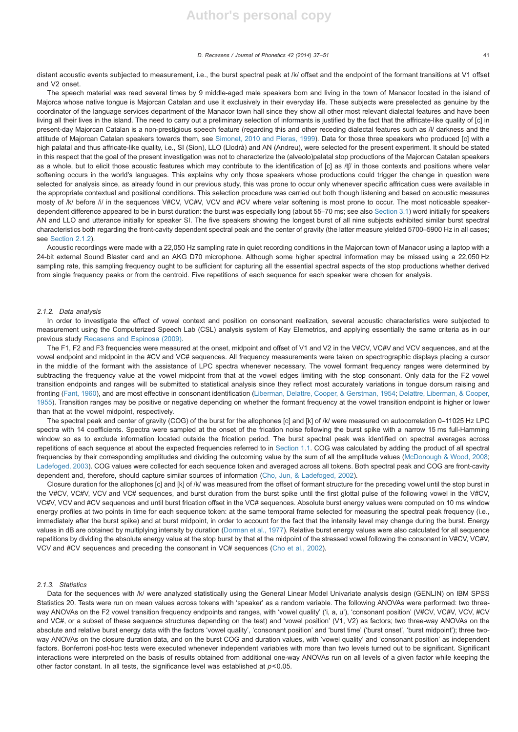distant acoustic events subjected to measurement, i.e., the burst spectral peak at /k/ offset and the endpoint of the formant transitions at V1 offset and V2 onset.

The speech material was read several times by 9 middle-aged male speakers born and living in the town of Manacor located in the island of Majorca whose native tongue is Majorcan Catalan and use it exclusively in their everyday life. These subjects were preselected as genuine by the coordinator of the language services department of the Manacor town hall since they show all other most relevant dialectal features and have been living all their lives in the island. The need to carry out a preliminary selection of informants is justified by the fact that the affricate-like quality of [c] in present-day Majorcan Catalan is a non-prestigious speech feature (regarding this and other receding dialectal features such as /l/ darkness and the attitude of Majorcan Catalan speakers towards them, see Simonet, 2010 and Pieras, 1999). Data for those three speakers who produced [c] with a high palatal and thus affricate-like quality, i.e., SI (Sion), LLO (Llodrà) and AN (Andreu), were selected for the present experiment. It should be stated in this respect that the goal of the present investigation was not to characterize the (alveolo)palatal stop productions of the Majorcan Catalan speakers as a whole, but to elicit those acoustic features which may contribute to the identification of [c] as /ʧ/ in those contexts and positions where velar softening occurs in the world's languages. This explains why only those speakers whose productions could trigger the change in question were selected for analysis since, as already found in our previous study, this was prone to occur only whenever specific affrication cues were available in the appropriate contextual and positional conditions. This selection procedure was carried out both though listening and based on acoustic measures mostly of /k/ before /i/ in the sequences V#CV, VC#V, VCV and #CV where velar softening is most prone to occur. The most noticeable speaker-dependent difference appeared to be in burst duration: the burst was especially long (about 55–70 ms; see also Section 3.1) word initially for speakers AN and LLO and utterance initially for speaker SI. The five speakers showing the longest burst of all nine subjects exhibited similar burst spectral characteristics both regarding the front-cavity dependent spectral peak and the center of gravity (the latter measure yielded 5700–5900 Hz in all cases; see Section 2.1.2).

Acoustic recordings were made with a 22,050 Hz sampling rate in quiet recording conditions in the Majorcan town of Manacor using a laptop with a 24-bit external Sound Blaster card and an AKG D70 microphone. Although some higher spectral information may be missed using a 22,050 Hz sampling rate, this sampling frequency ought to be sufficient for capturing all the essential spectral aspects of the stop productions whether derived from single frequency peaks or from the centroid. Five repetitions of each sequence for each speaker were chosen for analysis.

### 2.1.2. *Data analysis*

In order to investigate the effect of vowel context and position on consonant realization, several acoustic characteristics were subjected to measurement using the Computerized Speech Lab (CSL) analysis system of Kay Elemetrics, and applying essentially the same criteria as in our previous study Recasens and Espinosa (2009).

The F1, F2 and F3 frequencies were measured at the onset, midpoint and offset of V1 and V2 in the V#CV, VC#V and VCV sequences, and at the vowel endpoint and midpoint in the #CV and VC# sequences. All frequency measurements were taken on spectrographic displays placing a cursor in the middle of the formant with the assistance of LPC spectra whenever necessary. The vowel formant frequency ranges were determined by subtracting the frequency value at the vowel midpoint from that at the vowel edges limiting with the stop consonant. Only data for the F2 vowel transition endpoints and ranges will be submitted to statistical analysis since they reflect most accurately variations in tongue dorsum raising and fronting (Fant, 1960), and are most effective in consonant identification (Liberman, Delattre, Cooper, & Gerstman, 1954; Delattre, Liberman, & Cooper, 1955). Transition ranges may be positive or negative depending on whether the formant frequency at the vowel transition endpoint is higher or lower than that at the vowel midpoint, respectively.

The spectral peak and center of gravity (COG) of the burst for the allophones [c] and [k] of /k/ were measured on autocorrelation 0–11025 Hz LPC spectra with 14 coefficients. Spectra were sampled at the onset of the frication noise following the burst spike with a narrow 15 ms full-Hamming window so as to exclude information located outside the frication period. The burst spectral peak was identified on spectral averages across repetitions of each sequence at about the expected frequencies referred to in Section 1.1. COG was calculated by adding the product of all spectral frequencies by their corresponding amplitudes and dividing the outcoming value by the sum of all the amplitude values (McDonough & Wood, 2008; Ladefoged, 2003). COG values were collected for each sequence token and averaged across all tokens. Both spectral peak and COG are front-cavity dependent and, therefore, should capture similar sources of information (Cho, Jun, & Ladefoged, 2002).

Closure duration for the allophones [c] and [k] of /k/ was measured from the offset of formant structure for the preceding vowel until the stop burst in the V#CV, VC#V, VCV and VC# sequences, and burst duration from the burst spike until the first glottal pulse of the following vowel in the V#CV, VC#V, VCV and #CV sequences and until burst frication offset in the VC# sequences. Absolute burst energy values were computed on 10 ms window energy profiles at two points in time for each sequence token: at the same temporal frame selected for measuring the spectral peak frequency (i.e., immediately after the burst spike) and at burst midpoint, in order to account for the fact that the intensity level may change during the burst. Energy values in dB are obtained by multiplying intensity by duration (Dorman et al., 1977). Relative burst energy values were also calculated for all sequence repetitions by dividing the absolute energy value at the stop burst by that at the midpoint of the stressed vowel following the consonant in V#CV, VC#V, VCV and #CV sequences and preceding the consonant in VC# sequences (Cho et al., 2002).

### 2.1.3. *Statistics*

Data for the sequences with /k/ were analyzed statistically using the General Linear Model Univariate analysis design (GENLIN) on IBM SPSS Statistics 20. Tests were run on mean values across tokens with 'speaker' as a random variable. The following ANOVAs were performed: two three-way ANOVAs on the F2 vowel transition frequency endpoints and ranges, with 'vowel quality' ('i, a, u'), 'consonant position' (V#CV, VC#V, VCV, #CV and VC#, or a subset of these sequence structures depending on the test) and 'vowel position' (V1, V2) as factors; two three-way ANOVAs on the absolute and relative burst energy data with the factors 'vowel quality', 'consonant position' and 'burst time' ('burst onset', 'burst midpoint'); three two-way ANOVAs on the closure duration data, and on the burst COG and duration values, with 'vowel quality' and 'consonant position' as independent factors. Bonferroni post-hoc tests were executed whenever independent variables with more than two levels turned out to be significant. Significant interactions were interpreted on the basis of results obtained from additional one-way ANOVAs run on all levels of a given factor while keeping the other factor constant. In all tests, the significance level was established at $p<0.05$.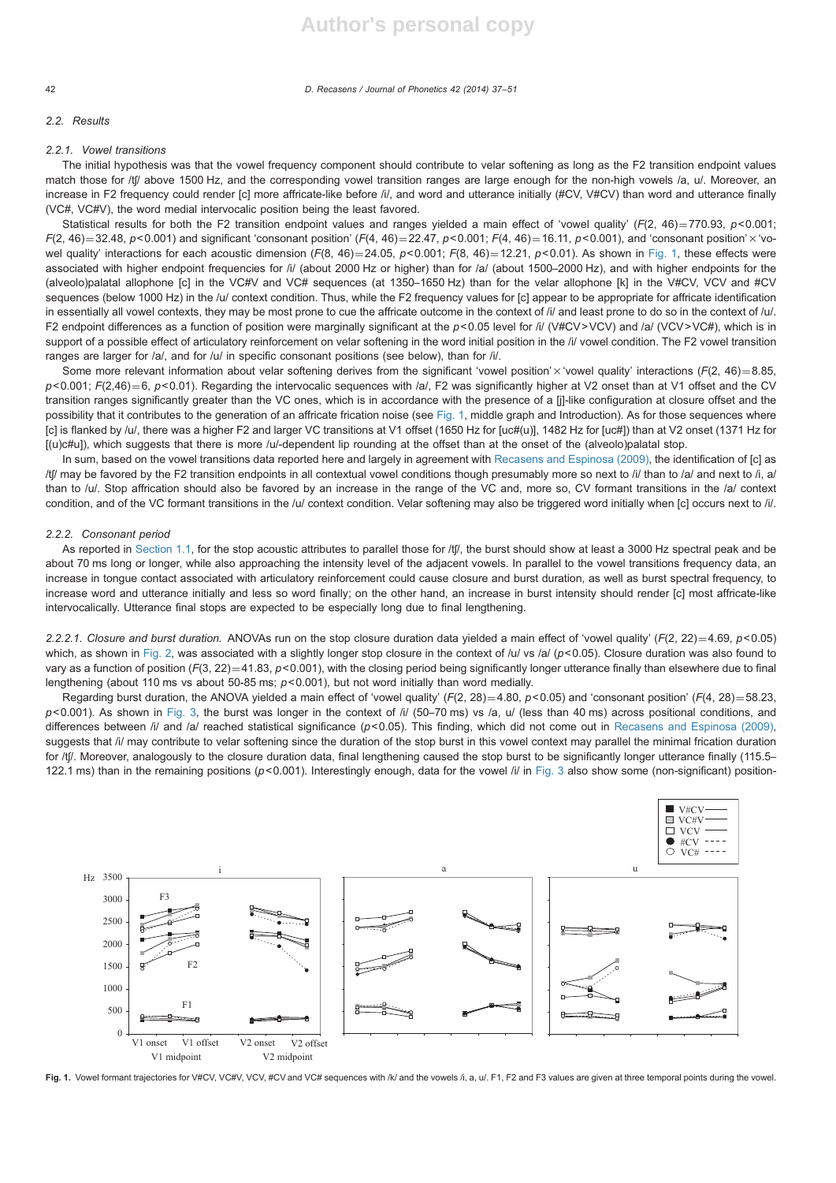## 2.2. Results

### 2.2.1. Vowel transitions

The initial hypothesis was that the vowel frequency component should contribute to velar softening as long as the F2 transition endpoint values match those for /tʃ/ above 1500 Hz, and the corresponding vowel transition ranges are large enough for the non-high vowels /a, u/. Moreover, an increase in F2 frequency could render [c] more affricate-like before /i/, and word and utterance initially (#CV, V#CV) than word and utterance finally (VC#, VC#V), the word medial intervocalic position being the least favored.

Statistical results for both the F2 transition endpoint values and ranges yielded a main effect of 'vowel quality' ($F(2, 46)=770.93$, $p<0.001$; $F(2, 46)=32.48$, $p<0.001$) and significant 'consonant position' ($F(4, 46)=22.47$, $p<0.001$; $F(4, 46)=16.11$, $p<0.001$), and 'consonant position' × 'vowel quality' interactions for each acoustic dimension ($F(8, 46)=24.05$, $p<0.001$; $F(8, 46)=12.21$, $p<0.01$). As shown in Fig. 1, these effects were associated with higher endpoint frequencies for /i/ (about 2000 Hz or higher) than for /a/ (about 1500–2000 Hz), and with higher endpoints for the (alveolo)palatal allophone [c] in the VC#V and VC# sequences (at 1350–1650 Hz) than for the velar allophone [k] in the V#CV, VCV and #CV sequences (below 1000 Hz) in the /u/ context condition. Thus, while the F2 frequency values for [c] appear to be appropriate for affricate identification in essentially all vowel contexts, they may be most prone to cue the affricate outcome in the context of /i/ and least prone to do so in the context of /u/. F2 endpoint differences as a function of position were marginally significant at the $p<0.05$ level for /i/ (V#CV > VCV) and /a/ (VCV > VC#), which is in support of a possible effect of articulatory reinforcement on velar softening in the word initial position in the /i/ vowel condition. The F2 vowel transition ranges are larger for /a/, and for /u/ in specific consonant positions (see below), than for /i/.

Some more relevant information about velar softening derives from the significant 'vowel position' × 'vowel quality' interactions ($F(2, 46)=8.85$, $p<0.001$; $F(2,46)=6$, $p<0.01$). Regarding the intervocalic sequences with /a/, F2 was significantly higher at V2 onset than at V1 offset and the CV transition ranges significantly greater than the VC ones, which is in accordance with the presence of a [j]-like configuration at closure offset and the possibility that it contributes to the generation of an affricate frication noise (see Fig. 1, middle graph and Introduction). As for those sequences where [c] is flanked by /u/, there was a higher F2 and larger VC transitions at V1 offset (1650 Hz for [uc#(u)], 1482 Hz for [uc#]) than at V2 onset (1371 Hz for [(u)c#u]), which suggests that there is more /u/-dependent lip rounding at the offset than at the onset of the (alveolo)palatal stop.

In sum, based on the vowel transitions data reported here and largely in agreement with Recasens and Espinosa (2009), the identification of [c] as /tʃ/ may be favored by the F2 transition endpoints in all contextual vowel conditions though presumably more so next to /i/ than to /a/ and next to /i, a/ than to /u/. Stop affrication should also be favored by an increase in the range of the VC and, more so, CV formant transitions in the /a/ context condition, and of the VC formant transitions in the /u/ context condition. Velar softening may also be triggered word initially when [c] occurs next to /i/.

### 2.2.2. Consonant period

As reported in Section 1.1, for the stop acoustic attributes to parallel those for /tʃ/, the burst should show at least a 3000 Hz spectral peak and be about 70 ms long or longer, while also approaching the intensity level of the adjacent vowels. In parallel to the vowel transitions frequency data, an increase in tongue contact associated with articulatory reinforcement could cause closure and burst duration, as well as burst spectral frequency, to increase word and utterance initially and less so word finally; on the other hand, an increase in burst intensity should render [c] most affricate-like intervocalically. Utterance final stops are expected to be especially long due to final lengthening.

*2.2.2.1. Closure and burst duration.* ANOVAs run on the stop closure duration data yielded a main effect of 'vowel quality' ($F(2, 22)=4.69$, $p<0.05$) which, as shown in Fig. 2, was associated with a slightly longer stop closure in the context of /u/ vs /a/ ($p<0.05$). Closure duration was also found to vary as a function of position ($F(3, 22)=41.83$, $p<0.001$), with the closing period being significantly longer utterance finally than elsewhere due to final lengthening (about 110 ms vs about 50-85 ms; $p<0.001$), but not word initially than word medially.

Regarding burst duration, the ANOVA yielded a main effect of 'vowel quality' ($F(2, 28)=4.80$, $p<0.05$) and 'consonant position' ($F(4, 28)=58.23$, $p<0.001$). As shown in Fig. 3, the burst was longer in the context of /i/ (50–70 ms) vs /a, u/ (less than 40 ms) across positional conditions, and differences between /i/ and /a/ reached statistical significance ($p<0.05$). This finding, which did not come out in Recasens and Espinosa (2009), suggests that /i/ may contribute to velar softening since the duration of the stop burst in this vowel context may parallel the minimal frication duration for /tʃ/. Moreover, analogously to the closure duration data, final lengthening caused the stop burst to be significantly longer utterance finally (115.5–122.1 ms) than in the remaining positions ($p<0.001$). Interestingly enough, data for the vowel /i/ in Fig. 3 also show some (non-significant) position-

**Fig. 1.** Vowel formant trajectories for V#CV, VC#V, VCV, #CV and VC# sequences with /k/ and the vowels /i, a, u/. F1, F2 and F3 values are given at three temporal points during the vowel.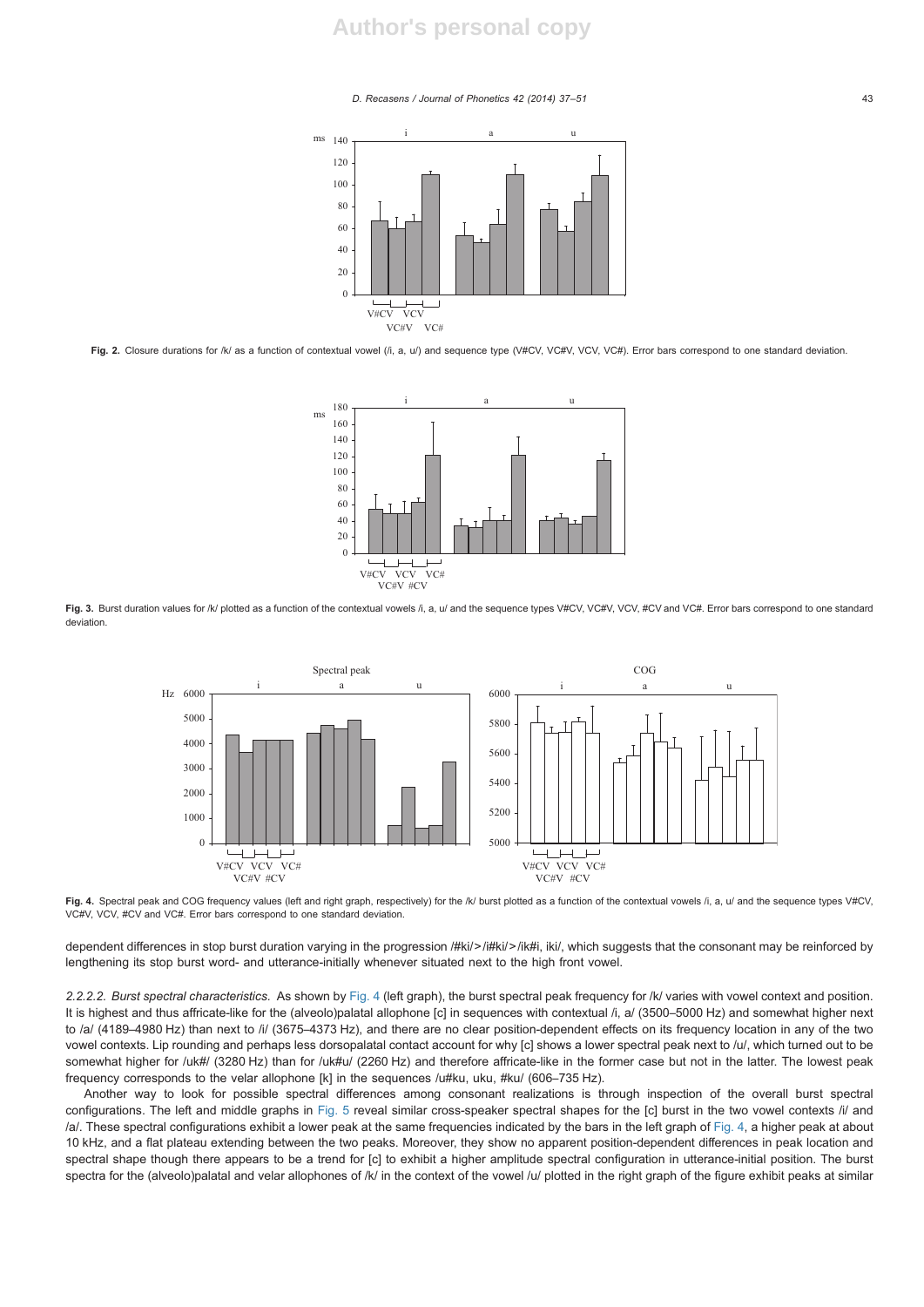Fig. 2. Closure durations for /k/ as a function of contextual vowel (/i, a, u/) and sequence type (V#CV, VC#V, VCV, VC#). Error bars correspond to one standard deviation.

Fig. 3. Burst duration values for /k/ plotted as a function of the contextual vowels /i, a, u/ and the sequence types V#CV, VC#V, VCV, #CV and VC#. Error bars correspond to one standard deviation.

Fig. 4. Spectral peak and COG frequency values (left and right graph, respectively) for the /k/ burst plotted as a function of the contextual vowels /i, a, u/ and the sequence types V#CV, VC#V, VCV, #CV and VC#. Error bars correspond to one standard deviation.

dependent differences in stop burst duration varying in the progression /#ki/>/i#ki/>/ik#i, iki/, which suggests that the consonant may be reinforced by lengthening its stop burst word- and utterance-initially whenever situated next to the high front vowel.

*2.2.2.2. Burst spectral characteristics.* As shown by Fig. 4 (left graph), the burst spectral peak frequency for /k/ varies with vowel context and position. It is highest and thus affricate-like for the (alveolo)palatal allophone [c] in sequences with contextual /i, a/ (3500–5000 Hz) and somewhat higher next to /a/ (4189–4980 Hz) than next to /i/ (3675–4373 Hz), and there are no clear position-dependent effects on its frequency location in any of the two vowel contexts. Lip rounding and perhaps less dorsopalatal contact account for why [c] shows a lower spectral peak next to /u/, which turned out to be somewhat higher for /uk#/ (3280 Hz) than for /uk#u/ (2260 Hz) and therefore affricate-like in the former case but not in the latter. The lowest peak frequency corresponds to the velar allophone [k] in the sequences /u#ku, uku, #ku/ (606–735 Hz).

Another way to look for possible spectral differences among consonant realizations is through inspection of the overall burst spectral configurations. The left and middle graphs in Fig. 5 reveal similar cross-speaker spectral shapes for the [c] burst in the two vowel contexts /i/ and /a/. These spectral configurations exhibit a lower peak at the same frequencies indicated by the bars in the left graph of Fig. 4, a higher peak at about 10 kHz, and a flat plateau extending between the two peaks. Moreover, they show no apparent position-dependent differences in peak location and spectral shape though there appears to be a trend for [c] to exhibit a higher amplitude spectral configuration in utterance-initial position. The burst spectra for the (alveolo)palatal and velar allophones of /k/ in the context of the vowel /u/ plotted in the right graph of the figure exhibit peaks at similar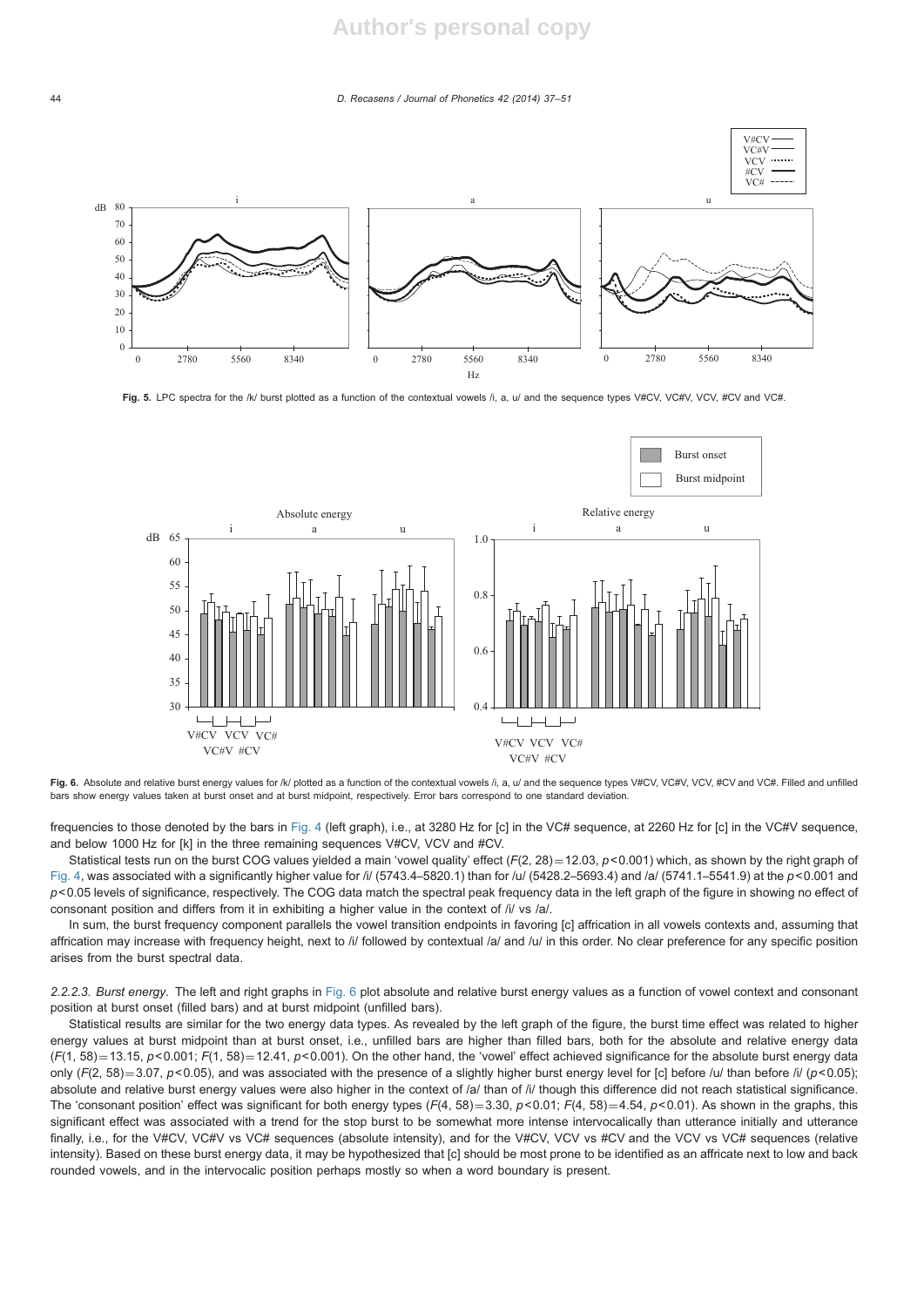Fig. 5. LPC spectra for the /k/ burst plotted as a function of the contextual vowels /i, a, u/ and the sequence types V#CV, VC#V, VCV, #CV and VC#.

Fig. 6. Absolute and relative burst energy values for /k/ plotted as a function of the contextual vowels /i, a, u/ and the sequence types V#CV, VC#V, VCV, #CV and VC#. Filled and unfilled bars show energy values taken at burst onset and at burst midpoint, respectively. Error bars correspond to one standard deviation.

frequencies to those denoted by the bars in Fig. 4 (left graph), i.e., at 3280 Hz for [c] in the VC# sequence, at 2260 Hz for [c] in the VC#V sequence, and below 1000 Hz for [k] in the three remaining sequences V#CV, VCV and #CV.

Statistical tests run on the burst COG values yielded a main 'vowel quality' effect ($F(2, 28)=12.03$, $p<0.001$) which, as shown by the right graph of Fig. 4, was associated with a significantly higher value for /i/ (5743.4–5820.1) than for /u/ (5428.2–5693.4) and /a/ (5741.1–5541.9) at the $p<0.001$ and $p<0.05$ levels of significance, respectively. The COG data match the spectral peak frequency data in the left graph of the figure in showing no effect of consonant position and differs from it in exhibiting a higher value in the context of /i/ vs /a/.

In sum, the burst frequency component parallels the vowel transition endpoints in favoring [c] affrication in all vowels contexts and, assuming that affrication may increase with frequency height, next to /i/ followed by contextual /a/ and /u/ in this order. No clear preference for any specific position arises from the burst spectral data.

*2.2.2.3. Burst energy.* The left and right graphs in Fig. 6 plot absolute and relative burst energy values as a function of vowel context and consonant position at burst onset (filled bars) and at burst midpoint (unfilled bars).

Statistical results are similar for the two energy data types. As revealed by the left graph of the figure, the burst time effect was related to higher energy values at burst midpoint than at burst onset, i.e., unfilled bars are higher than filled bars, both for the absolute and relative energy data ($F(1, 58)=13.15$, $p<0.001$; $F(1, 58)=12.41$, $p<0.001$). On the other hand, the 'vowel' effect achieved significance for the absolute burst energy data only ($F(2, 58)=3.07$, $p<0.05$), and was associated with the presence of a slightly higher burst energy level for [c] before /u/ than before /i/ ($p<0.05$); absolute and relative burst energy values were also higher in the context of /a/ than of /i/ though this difference did not reach statistical significance. The 'consonant position' effect was significant for both energy types ($F(4, 58)=3.30$, $p<0.01$; $F(4, 58)=4.54$, $p<0.01$). As shown in the graphs, this significant effect was associated with a trend for the stop burst to be somewhat more intense intervocalically than utterance initially and utterance finally, i.e., for the V#CV, VC#V vs VC# sequences (absolute intensity), and for the V#CV, VCV vs #CV and the VCV vs VC# sequences (relative intensity). Based on these burst energy data, it may be hypothesized that [c] should be most prone to be identified as an affricate next to low and back rounded vowels, and in the intervocalic position perhaps mostly so when a word boundary is present.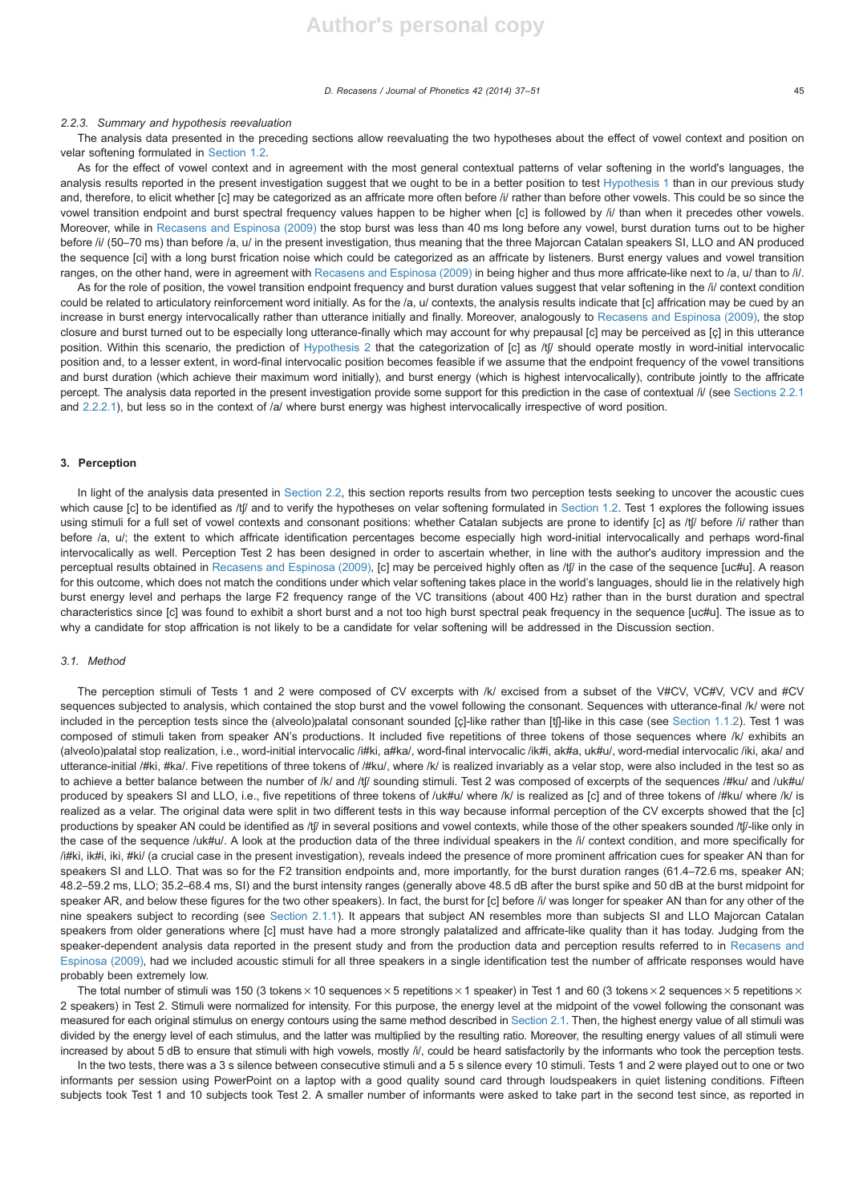#### 2.2.3. Summary and hypothesis reevaluation

The analysis data presented in the preceding sections allow reevaluating the two hypotheses about the effect of vowel context and position on velar softening formulated in Section 1.2.

As for the effect of vowel context and in agreement with the most general contextual patterns of velar softening in the world's languages, the analysis results reported in the present investigation suggest that we ought to be in a better position to test Hypothesis 1 than in our previous study and, therefore, to elicit whether [c] may be categorized as an affricate more often before /i/ rather than before other vowels. This could be so since the vowel transition endpoint and burst spectral frequency values happen to be higher when [c] is followed by /i/ than when it precedes other vowels. Moreover, while in Recasens and Espinosa (2009) the stop burst was less than 40 ms long before any vowel, burst duration turns out to be higher before /i/ (50–70 ms) than before /a, u/ in the present investigation, thus meaning that the three Majorcan Catalan speakers SI, LLO and AN produced the sequence [ci] with a long burst frication noise which could be categorized as an affricate by listeners. Burst energy values and vowel transition ranges, on the other hand, were in agreement with Recasens and Espinosa (2009) in being higher and thus more affricate-like next to /a, u/ than to /i/.

As for the role of position, the vowel transition endpoint frequency and burst duration values suggest that velar softening in the /i/ context condition could be related to articulatory reinforcement word initially. As for the /a, u/ contexts, the analysis results indicate that [c] affrication may be cued by an increase in burst energy intervocalically rather than utterance initially and finally. Moreover, analogously to Recasens and Espinosa (2009), the stop closure and burst turned out to be especially long utterance-finally which may account for why prepausal [c] may be perceived as [ç] in this utterance position. Within this scenario, the prediction of Hypothesis 2 that the categorization of [c] as /tʃ/ should operate mostly in word-initial intervocalic position and, to a lesser extent, in word-final intervocalic position becomes feasible if we assume that the endpoint frequency of the vowel transitions and burst duration (which achieve their maximum word initially), and burst energy (which is highest intervocalically), contribute jointly to the affricate percept. The analysis data reported in the present investigation provide some support for this prediction in the case of contextual /i/ (see Sections 2.2.1 and 2.2.2.1), but less so in the context of /a/ where burst energy was highest intervocalically irrespective of word position.

## 3. Perception

In light of the analysis data presented in Section 2.2, this section reports results from two perception tests seeking to uncover the acoustic cues which cause [c] to be identified as /tʃ/ and to verify the hypotheses on velar softening formulated in Section 1.2. Test 1 explores the following issues using stimuli for a full set of vowel contexts and consonant positions: whether Catalan subjects are prone to identify [c] as /tʃ/ before /i/ rather than before /a, u/; the extent to which affricate identification percentages become especially high word-initial intervocalically and perhaps word-final intervocalically as well. Perception Test 2 has been designed in order to ascertain whether, in line with the author's auditory impression and the perceptual results obtained in Recasens and Espinosa (2009), [c] may be perceived highly often as /tʃ/ in the case of the sequence [uc#u]. A reason for this outcome, which does not match the conditions under which velar softening takes place in the world's languages, should lie in the relatively high burst energy level and perhaps the large F2 frequency range of the VC transitions (about 400 Hz) rather than in the burst duration and spectral characteristics since [c] was found to exhibit a short burst and a not too high burst spectral peak frequency in the sequence [uc#u]. The issue as to why a candidate for stop affrication is not likely to be a candidate for velar softening will be addressed in the Discussion section.

### 3.1. Method

The perception stimuli of Tests 1 and 2 were composed of CV excerpts with /k/ excised from a subset of the V#CV, VC#V, VCV and #CV sequences subjected to analysis, which contained the stop burst and the vowel following the consonant. Sequences with utterance-final /k/ were not included in the perception tests since the (alveolo)palatal consonant sounded [ç]-like rather than [tʃ]-like in this case (see Section 1.1.2). Test 1 was composed of stimuli taken from speaker AN's productions. It included five repetitions of three tokens of those sequences where /k/ exhibits an (alveolo)palatal stop realization, i.e., word-initial intervocalic /i#ki, a#ka/, word-final intervocalic /ik#i, ak#a, uk#u/, word-medial intervocalic /iki, aka/ and utterance-initial /#ki, #ka/. Five repetitions of three tokens of /#ku/, where /k/ is realized invariably as a velar stop, were also included in the test so as to achieve a better balance between the number of /k/ and /tʃ/ sounding stimuli. Test 2 was composed of excerpts of the sequences /#ku/ and /uk#u/ produced by speakers SI and LLO, i.e., five repetitions of three tokens of /uk#u/ where /k/ is realized as [c] and of three tokens of /#ku/ where /k/ is realized as a velar. The original data were split in two different tests in this way because informal perception of the CV excerpts showed that the [c] productions by speaker AN could be identified as /tʃ/ in several positions and vowel contexts, while those of the other speakers sounded /tʃ/-like only in the case of the sequence /uk#u/. A look at the production data of the three individual speakers in the /i/ context condition, and more specifically for /i#ki, ik#i, iki, #ki/ (a crucial case in the present investigation), reveals indeed the presence of more prominent affrication cues for speaker AN than for speakers SI and LLO. That was so for the F2 transition endpoints and, more importantly, for the burst duration ranges (61.4–72.6 ms, speaker AN; 48.2–59.2 ms, LLO; 35.2–68.4 ms, SI) and the burst intensity ranges (generally above 48.5 dB after the burst spike and 50 dB at the burst midpoint for speaker AR, and below these figures for the two other speakers). In fact, the burst for [c] before /i/ was longer for speaker AN than for any other of the nine speakers subject to recording (see Section 2.1.1). It appears that subject AN resembles more than subjects SI and LLO Majorcan Catalan speakers from older generations where [c] must have had a more strongly palatalized and affricate-like quality than it has today. Judging from the speaker-dependent analysis data reported in the present study and from the production data and perception results referred to in Recasens and Espinosa (2009), had we included acoustic stimuli for all three speakers in a single identification test the number of affricate responses would have probably been extremely low.

The total number of stimuli was 150 (3 tokens × 10 sequences × 5 repetitions × 1 speaker) in Test 1 and 60 (3 tokens × 2 sequences × 5 repetitions × 2 speakers) in Test 2. Stimuli were normalized for intensity. For this purpose, the energy level at the midpoint of the vowel following the consonant was measured for each original stimulus on energy contours using the same method described in Section 2.1. Then, the highest energy value of all stimuli was divided by the energy level of each stimulus, and the latter was multiplied by the resulting ratio. Moreover, the resulting energy values of all stimuli were increased by about 5 dB to ensure that stimuli with high vowels, mostly /i/, could be heard satisfactorily by the informants who took the perception tests.

In the two tests, there was a 3 s silence between consecutive stimuli and a 5 s silence every 10 stimuli. Tests 1 and 2 were played out to one or two informants per session using PowerPoint on a laptop with a good quality sound card through loudspeakers in quiet listening conditions. Fifteen subjects took Test 1 and 10 subjects took Test 2. A smaller number of informants were asked to take part in the second test since, as reported in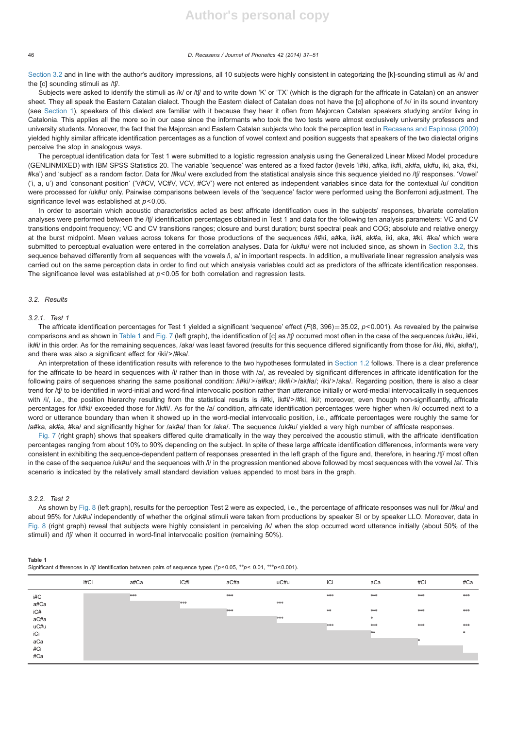Section 3.2 and in line with the author's auditory impressions, all 10 subjects were highly consistent in categorizing the [k]-sounding stimuli as /k/ and the [c] sounding stimuli as /tʃ/.

Subjects were asked to identify the stimuli as /k/ or /tʃ/ and to write down 'K' or 'TX' (which is the digraph for the affricate in Catalan) on an answer sheet. They all speak the Eastern Catalan dialect. Though the Eastern dialect of Catalan does not have the [c] allophone of /k/ in its sound inventory (see Section 1), speakers of this dialect are familiar with it because they hear it often from Majorcan Catalan speakers studying and/or living in Catalonia. This applies all the more so in our case since the informants who took the two tests were almost exclusively university professors and university students. Moreover, the fact that the Majorcan and Eastern Catalan subjects who took the perception test in Recasens and Espinosa (2009) yielded highly similar affricate identification percentages as a function of vowel context and position suggests that speakers of the two dialectal origins perceive the stop in analogous ways.

The perceptual identification data for Test 1 were submitted to a logistic regression analysis using the Generalized Linear Mixed Model procedure (GENLINMIXED) with IBM SPSS Statistics 20. The variable 'sequence' was entered as a fixed factor (levels 'i#ki, a#ka, ik#i, ak#a, uk#u, iki, aka, #ki, #ka') and 'subject' as a random factor. Data for /#ku/ were excluded from the statistical analysis since this sequence yielded no /tʃ/ responses. 'Vowel' ('i, a, u') and 'consonant position' ('V#CV, VC#V, VCV, #CV') were not entered as independent variables since data for the contextual /u/ condition were processed for /uk#u/ only. Pairwise comparisons between levels of the 'sequence' factor were performed using the Bonferroni adjustment. The significance level was established at $p<0.05$.

In order to ascertain which acoustic characteristics acted as best affricate identification cues in the subjects' responses, bivariate correlation analyses were performed between the /tʃ/ identification percentages obtained in Test 1 and data for the following ten analysis parameters: VC and CV transitions endpoint frequency; VC and CV transitions ranges; closure and burst duration; burst spectral peak and COG; absolute and relative energy at the burst midpoint. Mean values across tokens for those productions of the sequences /i#ki, a#ka, ik#i, ak#a, iki, aka, #ki, #ka/ which were submitted to perceptual evaluation were entered in the correlation analyses. Data for /uk#u/ were not included since, as shown in Section 3.2, this sequence behaved differently from all sequences with the vowels /i, a/ in important respects. In addition, a multivariate linear regression analysis was carried out on the same perception data in order to find out which analysis variables could act as predictors of the affricate identification responses. The significance level was established at $p<0.05$ for both correlation and regression tests.

## 3.2. Results

### 3.2.1. Test 1

The affricate identification percentages for Test 1 yielded a significant 'sequence' effect ($F(8, 396)=35.02$, $p<0.001$). As revealed by the pairwise comparisons and as shown in Table 1 and Fig. 7 (left graph), the identification of [c] as /tʃ/ occurred most often in the case of the sequences /uk#u, i#ki, ik#i/ in this order. As for the remaining sequences, /aka/ was least favored (results for this sequence differed significantly from those for /iki, #ki, ak#a/), and there was also a significant effect for /iki/>/#ka/.

An interpretation of these identification results with reference to the two hypotheses formulated in Section 1.2 follows. There is a clear preference for the affricate to be heard in sequences with /i/ rather than in those with /a/, as revealed by significant differences in affricate identification for the following pairs of sequences sharing the same positional condition: /i#ki/>/a#ka/; /ik#i/>/ak#a/; /iki/>/aka/. Regarding position, there is also a clear trend for /tʃ/ to be identified in word-initial and word-final intervocalic position rather than utterance initially or word-medial intervocalically in sequences with /i/, i.e., the position hierarchy resulting from the statistical results is /i#ki, ik#i/>/#ki, iki/; moreover, even though non-significantly, affricate percentages for /i#ki/ exceeded those for /ik#i/. As for the /a/ condition, affricate identification percentages were higher when /k/ occurred next to a word or utterance boundary than when it showed up in the word-medial intervocalic position, i.e., affricate percentages were roughly the same for /a#ka, ak#a, #ka/ and significantly higher for /ak#a/ than for /aka/. The sequence /uk#u/ yielded a very high number of affricate responses.

Fig. 7 (right graph) shows that speakers differed quite dramatically in the way they perceived the acoustic stimuli, with the affricate identification percentages ranging from about 10% to 90% depending on the subject. In spite of these large affricate identification differences, informants were very consistent in exhibiting the sequence-dependent pattern of responses presented in the left graph of the figure and, therefore, in hearing /tʃ/ most often in the case of the sequence /uk#u/ and the sequences with /i/ in the progression mentioned above followed by most sequences with the vowel /a/. This scenario is indicated by the relatively small standard deviation values appended to most bars in the graph.

### 3.2.2. Test 2

As shown by Fig. 8 (left graph), results for the perception Test 2 were as expected, i.e., the percentage of affricate responses was null for /#ku/ and about 95% for /uk#u/ independently of whether the original stimuli were taken from productions by speaker SI or by speaker LLO. Moreover, data in Fig. 8 (right graph) reveal that subjects were highly consistent in perceiving /k/ when the stop occurred word utterance initially (about 50% of the stimuli) and /tʃ/ when it occurred in word-final intervocalic position (remaining 50%).

**Table 1**
Significant differences in /tʃ/ identification between pairs of sequence types (*$p<0.05$, **$p<0.01$, ***$p<0.001$).

| | i#Ci | a#Ca | iC#i | aC#a | uC#u | iCi | aCa | #Ci | #Ca |
|---|---|---|---|---|---|---|---|---|---|
| i#Ci | | *** | | *** | | *** | *** | *** | *** |
| a#Ca | | | *** | | *** | | | | |
| iC#i | | | | *** | | ** | *** | *** | *** |
| aC#a | | | | | *** | | * | | |
| uC#u | | | | | | *** | *** | *** | *** |
| iCi | | | | | | | ** | | * |
| aCa | | | | | | | | * | |
| #Ci | | | | | | | | | |
| #Ca | | | | | | | | | |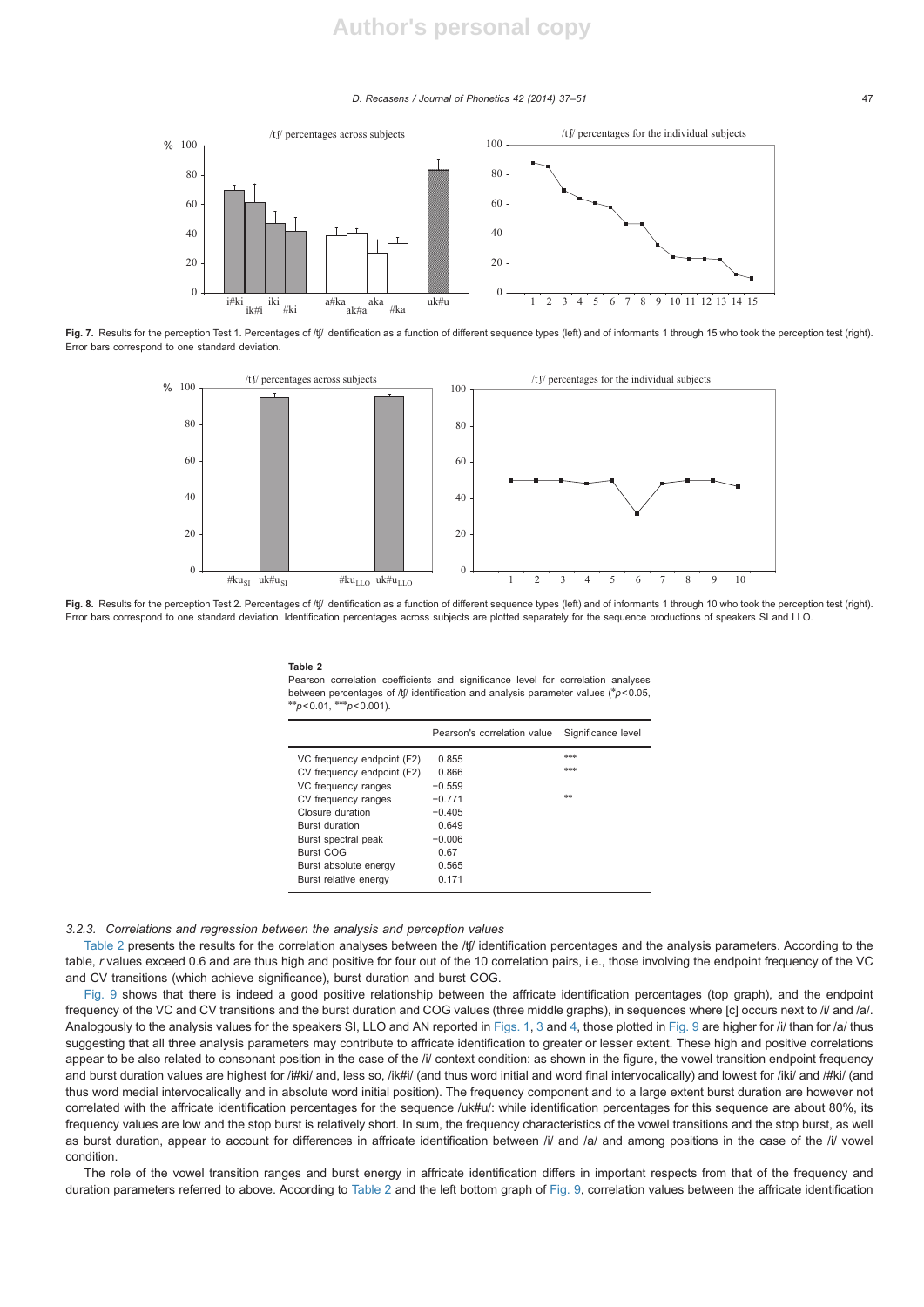Fig. 7. Results for the perception Test 1. Percentages of /tʃ/ identification as a function of different sequence types (left) and of informants 1 through 15 who took the perception test (right). Error bars correspond to one standard deviation.

Fig. 8. Results for the perception Test 2. Percentages of /tʃ/ identification as a function of different sequence types (left) and of informants 1 through 10 who took the perception test (right). Error bars correspond to one standard deviation. Identification percentages across subjects are plotted separately for the sequence productions of speakers SI and LLO.

**Table 2**
Pearson correlation coefficients and significance level for correlation analyses between percentages of /tʃ/ identification and analysis parameter values (*$p<0.05$, **$p<0.01$, ***$p<0.001$).

| | Pearson's correlation value | Significance level |
|---|---|---|
| VC frequency endpoint (F2) | 0.855 | *** |
| CV frequency endpoint (F2) | 0.866 | *** |
| VC frequency ranges | −0.559 | |
| CV frequency ranges | −0.771 | ** |
| Closure duration | −0.405 | |
| Burst duration | 0.649 | |
| Burst spectral peak | −0.006 | |
| Burst COG | 0.67 | |
| Burst absolute energy | 0.565 | |
| Burst relative energy | 0.171 | |

### 3.2.3. Correlations and regression between the analysis and perception values

Table 2 presents the results for the correlation analyses between the /tʃ/ identification percentages and the analysis parameters. According to the table, *r* values exceed 0.6 and are thus high and positive for four out of the 10 correlation pairs, i.e., those involving the endpoint frequency of the VC and CV transitions (which achieve significance), burst duration and burst COG.

Fig. 9 shows that there is indeed a good positive relationship between the affricate identification percentages (top graph), and the endpoint frequency of the VC and CV transitions and the burst duration and COG values (three middle graphs), in sequences where [c] occurs next to /i/ and /a/. Analogously to the analysis values for the speakers SI, LLO and AN reported in Figs. 1, 3 and 4, those plotted in Fig. 9 are higher for /i/ than for /a/ thus suggesting that all three analysis parameters may contribute to affricate identification to greater or lesser extent. These high and positive correlations appear to be also related to consonant position in the case of the /i/ context condition: as shown in the figure, the vowel transition endpoint frequency and burst duration values are highest for /i#ki/ and, less so, /ik#i/ (and thus word initial and word final intervocalically) and lowest for /iki/ and /#ki/ (and thus word medial intervocalically and in absolute word initial position). The frequency component and to a large extent burst duration are however not correlated with the affricate identification percentages for the sequence /uk#u/: while identification percentages for this sequence are about 80%, its frequency values are low and the stop burst is relatively short. In sum, the frequency characteristics of the vowel transitions and the stop burst, as well as burst duration, appear to account for differences in affricate identification between /i/ and /a/ and among positions in the case of the /i/ vowel condition.

The role of the vowel transition ranges and burst energy in affricate identification differs in important respects from that of the frequency and duration parameters referred to above. According to Table 2 and the left bottom graph of Fig. 9, correlation values between the affricate identification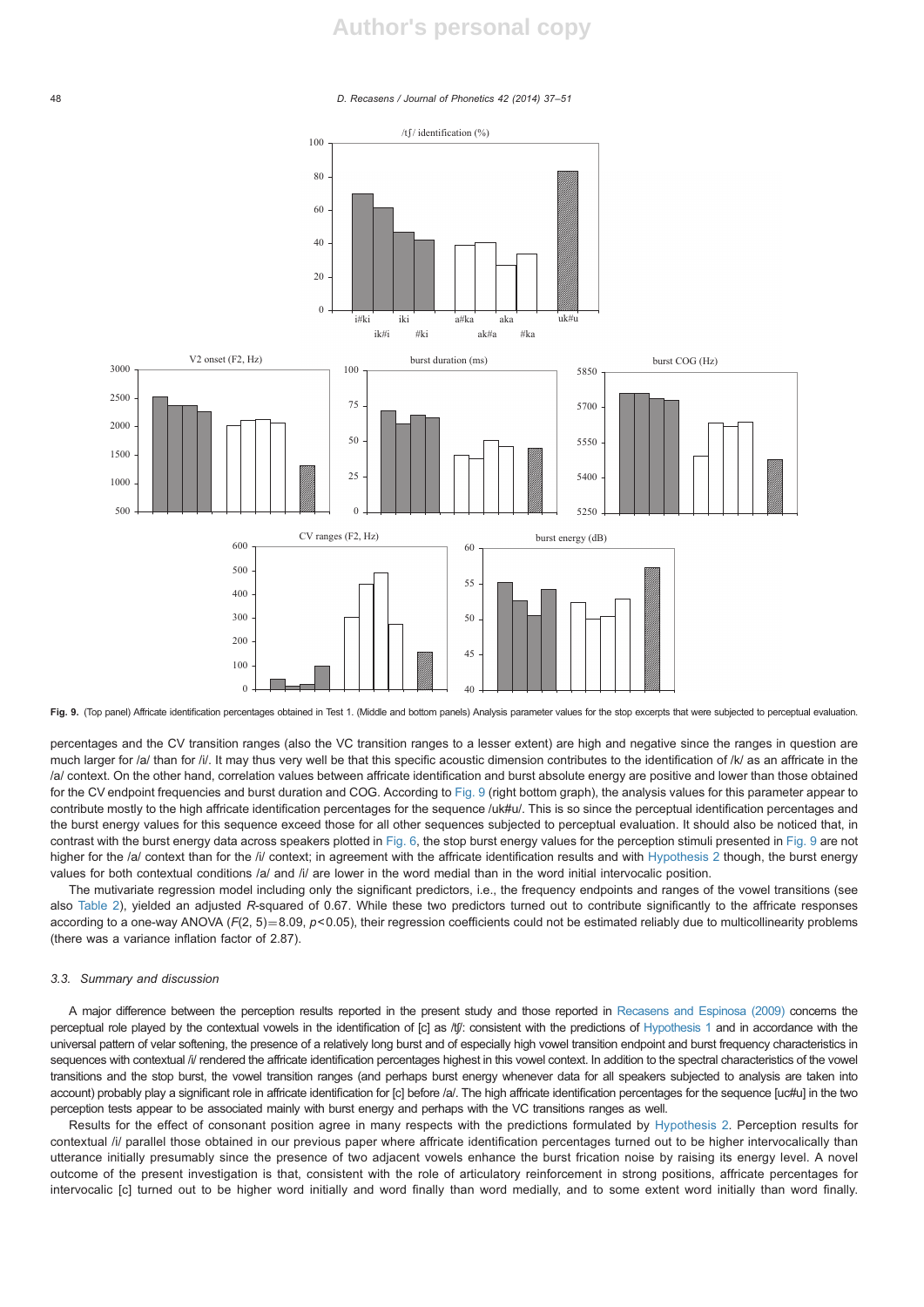Fig. 9. (Top panel) Affricate identification percentages obtained in Test 1. (Middle and bottom panels) Analysis parameter values for the stop excerpts that were subjected to perceptual evaluation.

percentages and the CV transition ranges (also the VC transition ranges to a lesser extent) are high and negative since the ranges in question are much larger for /a/ than for /i/. It may thus very well be that this specific acoustic dimension contributes to the identification of /k/ as an affricate in the /a/ context. On the other hand, correlation values between affricate identification and burst absolute energy are positive and lower than those obtained for the CV endpoint frequencies and burst duration and COG. According to Fig. 9 (right bottom graph), the analysis values for this parameter appear to contribute mostly to the high affricate identification percentages for the sequence /uk#u/. This is so since the perceptual identification percentages and the burst energy values for this sequence exceed those for all other sequences subjected to perceptual evaluation. It should also be noticed that, in contrast with the burst energy data across speakers plotted in Fig. 6, the stop burst energy values for the perception stimuli presented in Fig. 9 are not higher for the /a/ context than for the /i/ context; in agreement with the affricate identification results and with Hypothesis 2 though, the burst energy values for both contextual conditions /a/ and /i/ are lower in the word medial than in the word initial intervocalic position.

The mutivariate regression model including only the significant predictors, i.e., the frequency endpoints and ranges of the vowel transitions (see also Table 2), yielded an adjusted *R*-squared of 0.67. While these two predictors turned out to contribute significantly to the affricate responses according to a one-way ANOVA ($F(2, 5)=8.09$, $p<0.05$), their regression coefficients could not be estimated reliably due to multicollinearity problems (there was a variance inflation factor of 2.87).

### 3.3. Summary and discussion

A major difference between the perception results reported in the present study and those reported in Recasens and Espinosa (2009) concerns the perceptual role played by the contextual vowels in the identification of [c] as /tʃ/: consistent with the predictions of Hypothesis 1 and in accordance with the universal pattern of velar softening, the presence of a relatively long burst and of especially high vowel transition endpoint and burst frequency characteristics in sequences with contextual /i/ rendered the affricate identification percentages highest in this vowel context. In addition to the spectral characteristics of the vowel transitions and the stop burst, the vowel transition ranges (and perhaps burst energy whenever data for all speakers subjected to analysis are taken into account) probably play a significant role in affricate identification for [c] before /a/. The high affricate identification percentages for the sequence [uc#u] in the two perception tests appear to be associated mainly with burst energy and perhaps with the VC transitions ranges as well.

Results for the effect of consonant position agree in many respects with the predictions formulated by Hypothesis 2. Perception results for contextual /i/ parallel those obtained in our previous paper where affricate identification percentages turned out to be higher intervocalically than utterance initially presumably since the presence of two adjacent vowels enhance the burst frication noise by raising its energy level. A novel outcome of the present investigation is that, consistent with the role of articulatory reinforcement in strong positions, affricate percentages for intervocalic [c] turned out to be higher word initially and word finally than word medially, and to some extent word initially than word finally.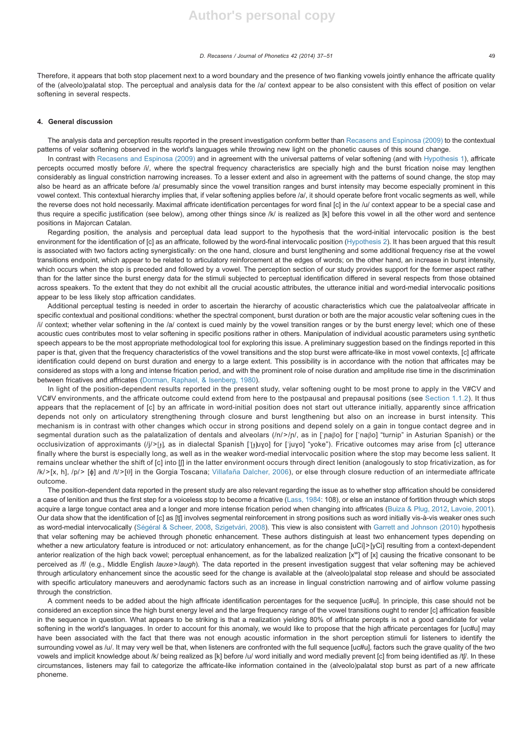Therefore, it appears that both stop placement next to a word boundary and the presence of two flanking vowels jointly enhance the affricate quality of the (alveolo)palatal stop. The perceptual and analysis data for the /a/ context appear to be also consistent with this effect of position on velar softening in several respects.

## 4. General discussion

The analysis data and perception results reported in the present investigation conform better than Recasens and Espinosa (2009) to the contextual patterns of velar softening observed in the world's languages while throwing new light on the phonetic causes of this sound change.

In contrast with Recasens and Espinosa (2009) and in agreement with the universal patterns of velar softening (and with Hypothesis 1), affricate percepts occurred mostly before /i/, where the spectral frequency characteristics are specially high and the burst frication noise may lengthen considerably as lingual constriction narrowing increases. To a lesser extent and also in agreement with the patterns of sound change, the stop may also be heard as an affricate before /a/ presumably since the vowel transition ranges and burst intensity may become especially prominent in this vowel context. This contextual hierarchy implies that, if velar softening applies before /a/, it should operate before front vocalic segments as well, while the reverse does not hold necessarily. Maximal affricate identification percentages for word final [c] in the /u/ context appear to be a special case and thus require a specific justification (see below), among other things since /k/ is realized as [k] before this vowel in all the other word and sentence positions in Majorcan Catalan.

Regarding position, the analysis and perceptual data lead support to the hypothesis that the word-initial intervocalic position is the best environment for the identification of [c] as an affricate, followed by the word-final intervocalic position (Hypothesis 2). It has been argued that this result is associated with two factors acting synergistically: on the one hand, closure and burst lengthening and some additional frequency rise at the vowel transitions endpoint, which appear to be related to articulatory reinforcement at the edges of words; on the other hand, an increase in burst intensity, which occurs when the stop is preceded and followed by a vowel. The perception section of our study provides support for the former aspect rather than for the latter since the burst energy data for the stimuli subjected to perceptual identification differed in several respects from those obtained across speakers. To the extent that they do not exhibit all the crucial acoustic attributes, the utterance initial and word-medial intervocalic positions appear to be less likely stop affrication candidates.

Additional perceptual testing is needed in order to ascertain the hierarchy of acoustic characteristics which cue the palatoalveolar affricate in specific contextual and positional conditions: whether the spectral component, burst duration or both are the major acoustic velar softening cues in the /i/ context; whether velar softening in the /a/ context is cued mainly by the vowel transition ranges or by the burst energy level; which one of these acoustic cues contributes most to velar softening in specific positions rather than in others. Manipulation of individual acoustic parameters using synthetic speech appears to be the most appropriate methodological tool for exploring this issue. A preliminary suggestion based on the findings reported in this paper is that, given that the frequency characteristics of the vowel transitions and the stop burst were affricate-like in most vowel contexts, [c] affricate identification could depend on burst duration and energy to a large extent. This possibility is in accordance with the notion that affricates may be considered as stops with a long and intense frication period, and with the prominent role of noise duration and amplitude rise time in the discrimination between fricatives and affricates (Dorman, Raphael, & Isenberg, 1980).

In light of the position-dependent results reported in the present study, velar softening ought to be most prone to apply in the V#CV and VC#V environments, and the affricate outcome could extend from here to the postpausal and prepausal positions (see Section 1.1.2). It thus appears that the replacement of [c] by an affricate in word-initial position does not start out utterance initially, apparently since affrication depends not only on articulatory strengthening through closure and burst lengthening but also on an increase in burst intensity. This mechanism is in contrast with other changes which occur in strong positions and depend solely on a gain in tongue contact degree and in segmental duration such as the palatalization of dentals and alveolars (/n/>/ɲ/, as in [ˈɲaβo] for [ˈnaβo] "turnip" in Asturian Spanish) or the occlusivization of approximants (/j/>[ɟ], as in dialectal Spanish [ˈ[ɟ]uɣo] for [ˈjuɣo] "yoke"). Fricative outcomes may arise from [c] utterance finally where the burst is especially long, as well as in the weaker word-medial intervocalic position where the stop may become less salient. It remains unclear whether the shift of [c] into [ʃ] in the latter environment occurs through direct lenition (analogously to stop fricativization, as for /k/>[x, h], /p/> [ɸ] and /t/>[θ] in the Gorgia Toscana; Villafaña Dalcher, 2006), or else through closure reduction of an intermediate affricate outcome.

The position-dependent data reported in the present study are also relevant regarding the issue as to whether stop affrication should be considered a case of lenition and thus the first step for a voiceless stop to become a fricative (Lass, 1984: 108), or else an instance of fortition through which stops acquire a large tongue contact area and a longer and more intense frication period when changing into affricates (Buiza & Plug, 2012, Lavoie, 2001). Our data show that the identification of [c] as [tʃ] involves segmental reinforcement in strong positions such as word initially vis-à-vis weaker ones such as word-medial intervocalically (Ségéral & Scheer, 2008, Szigetvári, 2008). This view is also consistent with Garrett and Johnson (2010) hypothesis that velar softening may be achieved through phonetic enhancement. These authors distinguish at least two enhancement types depending on whether a new articulatory feature is introduced or not: articulatory enhancement, as for the change [uCi]>[yCi] resulting from a context-dependent anterior realization of the high back vowel; perceptual enhancement, as for the labalized realization [x[w]] of [x] causing the fricative consonant to be perceived as /f/ (e.g., Middle English *lauxe>laugh*). The data reported in the present investigation suggest that velar softening may be achieved through articulatory enhancement since the acoustic seed for the change is available at the (alveolo)palatal stop release and should be associated with specific articulatory maneuvers and aerodynamic factors such as an increase in lingual constriction narrowing and of airflow volume passing through the constriction.

A comment needs to be added about the high affricate identification percentages for the sequence [uc#u]. In principle, this case should not be considered an exception since the high burst energy level and the large frequency range of the vowel transitions ought to render [c] affrication feasible in the sequence in question. What appears to be striking is that a realization yielding 80% of affricate percepts is not a good candidate for velar softening in the world's languages. In order to account for this anomaly, we would like to propose that the high affricate percentages for [uc#u] may have been associated with the fact that there was not enough acoustic information in the short perception stimuli for listeners to identify the surrounding vowel as /u/. It may very well be that, when listeners are confronted with the full sequence [uc#u], factors such the grave quality of the two vowels and implicit knowledge about /k/ being realized as [k] before /u/ word initially and word medially prevent [c] from being identified as /tʃ/. In these circumstances, listeners may fail to categorize the affricate-like information contained in the (alveolo)palatal stop burst as part of a new affricate phoneme.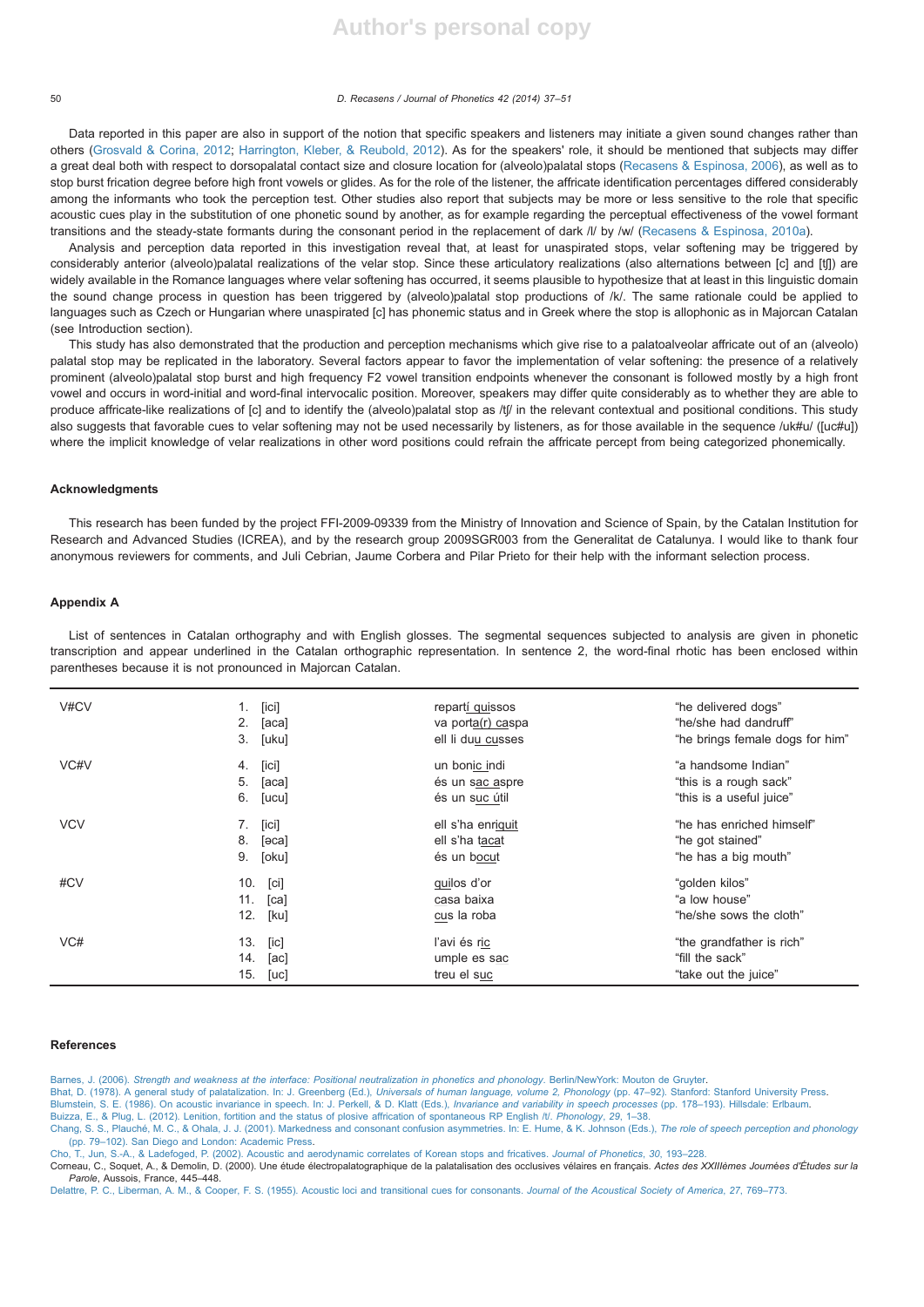Data reported in this paper are also in support of the notion that specific speakers and listeners may initiate a given sound changes rather than others (Grosvald & Corina, 2012; Harrington, Kleber, & Reubold, 2012). As for the speakers' role, it should be mentioned that subjects may differ a great deal both with respect to dorsopalatal contact size and closure location for (alveolo)palatal stops (Recasens & Espinosa, 2006), as well as to stop burst frication degree before high front vowels or glides. As for the role of the listener, the affricate identification percentages differed considerably among the informants who took the perception test. Other studies also report that subjects may be more or less sensitive to the role that specific acoustic cues play in the substitution of one phonetic sound by another, as for example regarding the perceptual effectiveness of the vowel formant transitions and the steady-state formants during the consonant period in the replacement of dark /l/ by /w/ (Recasens & Espinosa, 2010a).

Analysis and perception data reported in this investigation reveal that, at least for unaspirated stops, velar softening may be triggered by considerably anterior (alveolo)palatal realizations of the velar stop. Since these articulatory realizations (also alternations between [c] and [tʃ]) are widely available in the Romance languages where velar softening has occurred, it seems plausible to hypothesize that at least in this linguistic domain the sound change process in question has been triggered by (alveolo)palatal stop productions of /k/. The same rationale could be applied to languages such as Czech or Hungarian where unaspirated [c] has phonemic status and in Greek where the stop is allophonic as in Majorcan Catalan (see Introduction section).

This study has also demonstrated that the production and perception mechanisms which give rise to a palatoalveolar affricate out of an (alveolo) palatal stop may be replicated in the laboratory. Several factors appear to favor the implementation of velar softening: the presence of a relatively prominent (alveolo)palatal stop burst and high frequency F2 vowel transition endpoints whenever the consonant is followed mostly by a high front vowel and occurs in word-initial and word-final intervocalic position. Moreover, speakers may differ quite considerably as to whether they are able to produce affricate-like realizations of [c] and to identify the (alveolo)palatal stop as /tʃ/ in the relevant contextual and positional conditions. This study also suggests that favorable cues to velar softening may not be used necessarily by listeners, as for those available in the sequence /uk#u/ ([uc#u]) where the implicit knowledge of velar realizations in other word positions could refrain the affricate percept from being categorized phonemically.

## Acknowledgments

This research has been funded by the project FFI-2009-09339 from the Ministry of Innovation and Science of Spain, by the Catalan Institution for Research and Advanced Studies (ICREA), and by the research group 2009SGR003 from the Generalitat de Catalunya. I would like to thank four anonymous reviewers for comments, and Juli Cebrian, Jaume Corbera and Pilar Prieto for their help with the informant selection process.

## Appendix A

List of sentences in Catalan orthography and with English glosses. The segmental sequences subjected to analysis are given in phonetic transcription and appear underlined in the Catalan orthographic representation. In sentence 2, the word-final rhotic has been enclosed within parentheses because it is not pronounced in Majorcan Catalan.

| | | | |
|---|---|---|---|
| V#CV | 1. [ici] | repartí quissos | "he delivered dogs" |
| | 2. [aca] | va porta(r) caspa | "he/she had dandruff" |
| | 3. [uku] | ell li duu cusses | "he brings female dogs for him" |
| VC#V | 4. [ici] | un bonic indi | "a handsome Indian" |
| | 5. [aca] | és un sac aspre | "this is a rough sack" |
| | 6. [ucu] | és un suc útil | "this is a useful juice" |
| VCV | 7. [ici] | ell s'ha enriquit | "he has enriched himself" |
| | 8. [əca] | ell s'ha tacat | "he got stained" |
| | 9. [oku] | és un bocut | "he has a big mouth" |
| #CV | 10. [ci] | quilos d'or | "golden kilos" |
| | 11. [ca] | casa baixa | "a low house" |
| | 12. [ku] | cus la roba | "he/she sows the cloth" |
| VC# | 13. [ic] | l'avi és ric | "the grandfather is rich" |
| | 14. [ac] | umple es sac | "fill the sack" |
| | 15. [uc] | treu el suc | "take out the juice" |

## References

Barnes, J. (2006). *Strength and weakness at the interface: Positional neutralization in phonetics and phonology*. Berlin/NewYork: Mouton de Gruyter.

Bhat, D. (1978). A general study of palatalization. In: J. Greenberg (Ed.), *Universals of human language, volume 2, Phonology* (pp. 47–92). Stanford: Stanford University Press.

Blumstein, S. E. (1986). On acoustic invariance in speech. In: J. Perkell, & D. Klatt (Eds.), *Invariance and variability in speech processes* (pp. 178–193). Hillsdale: Erlbaum.

Buizza, E., & Plug, L. (2012). Lenition, fortition and the status of plosive affrication of spontaneous RP English /t/. *Phonology*, *29*, 1–38.

Chang, S. S., Plauché, M. C., & Ohala, J. J. (2001). Markedness and consonant confusion asymmetries. In: E. Hume, & K. Johnson (Eds.), *The role of speech perception and phonology* (pp. 79–102). San Diego and London: Academic Press.

Cho, T., Jun, S.-A., & Ladefoged, P. (2002). Acoustic and aerodynamic correlates of Korean stops and fricatives. *Journal of Phonetics*, *30*, 193–228.

Corneau, C., Soquet, A., & Demolin, D. (2000). Une étude électropalatographique de la palatalisation des occlusives vélaires en français. *Actes des XXIIIèmes Journées d'Études sur la Parole*, Aussois, France, 445–448.

Delattre, P. C., Liberman, A. M., & Cooper, F. S. (1955). Acoustic loci and transitional cues for consonants. *Journal of the Acoustical Society of America*, *27*, 769–773.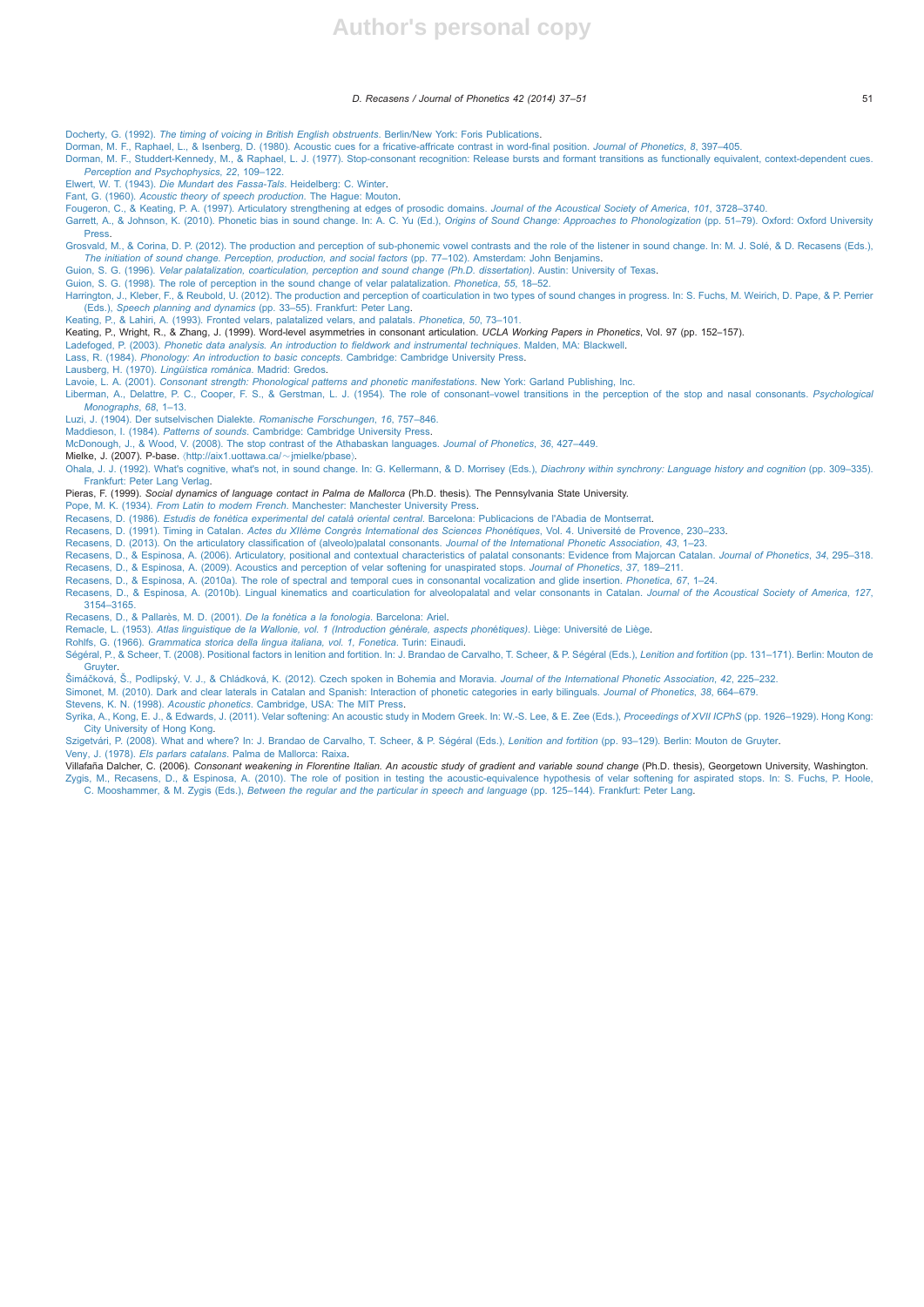Docherty, G. (1992). *The timing of voicing in British English obstruents*. Berlin/New York: Foris Publications.

Dorman, M. F., Raphael, L., & Isenberg, D. (1980). Acoustic cues for a fricative-affricate contrast in word-final position. *Journal of Phonetics*, *8*, 397–405.

Dorman, M. F., Studdert-Kennedy, M., & Raphael, L. J. (1977). Stop-consonant recognition: Release bursts and formant transitions as functionally equivalent, context-dependent cues. *Perception and Psychophysics*, *22*, 109–122.

Elwert, W. T. (1943). *Die Mundart des Fassa-Tals*. Heidelberg: C. Winter.

Fant, G. (1960). *Acoustic theory of speech production*. The Hague: Mouton.

Fougeron, C., & Keating, P. A. (1997). Articulatory strengthening at edges of prosodic domains. *Journal of the Acoustical Society of America*, *101*, 3728–3740.

Garrett, A., & Johnson, K. (2010). Phonetic bias in sound change. In: A. C. Yu (Ed.), *Origins of Sound Change: Approaches to Phonologization* (pp. 51–79). Oxford: Oxford University Press.

Grosvald, M., & Corina, D. P. (2012). The production and perception of sub-phonemic vowel contrasts and the role of the listener in sound change. In: M. J. Solé, & D. Recasens (Eds.), *The initiation of sound change. Perception, production, and social factors* (pp. 77–102). Amsterdam: John Benjamins.

Guion, S. G. (1996). *Velar palatalization, coarticulation, perception and sound change (Ph.D. dissertation)*. Austin: University of Texas.

Guion, S. G. (1998). The role of perception in the sound change of velar palatalization. *Phonetica*, *55*, 18–52.

Harrington, J., Kleber, F., & Reubold, U. (2012). The production and perception of coarticulation in two types of sound changes in progress. In: S. Fuchs, M. Weirich, D. Pape, & P. Perrier (Eds.), *Speech planning and dynamics* (pp. 33–55). Frankfurt: Peter Lang.

Keating, P., & Lahiri, A. (1993). Fronted velars, palatalized velars, and palatals. *Phonetica*, *50*, 73–101.

Keating, P., Wright, R., & Zhang, J. (1999). Word-level asymmetries in consonant articulation. *UCLA Working Papers in Phonetics*, Vol. 97 (pp. 152–157).

Ladefoged, P. (2003). *Phonetic data analysis. An introduction to fieldwork and instrumental techniques*. Malden, MA: Blackwell.

Lass, R. (1984). *Phonology: An introduction to basic concepts*. Cambridge: Cambridge University Press.

Lausberg, H. (1970). *Lingüística románica*. Madrid: Gredos.

Lavoie, L. A. (2001). *Consonant strength: Phonological patterns and phonetic manifestations*. New York: Garland Publishing, Inc.

Liberman, A., Delattre, P. C., Cooper, F. S., & Gerstman, L. J. (1954). The role of consonant–vowel transitions in the perception of the stop and nasal consonants. *Psychological Monographs*, *68*, 1–13.

Luzi, J. (1904). Der sutselvischen Dialekte. *Romanische Forschungen*, *16*, 757–846.

Maddieson, I. (1984). *Patterns of sounds*. Cambridge: Cambridge University Press.

McDonough, J., & Wood, V. (2008). The stop contrast of the Athabaskan languages. *Journal of Phonetics*, *36*, 427–449.

Mielke, J. (2007). P-base. ⟨http://aix1.uottawa.ca/~jmielke/pbase⟩.

Ohala, J. J. (1992). What's cognitive, what's not, in sound change. In: G. Kellermann, & D. Morrisey (Eds.), *Diachrony within synchrony: Language history and cognition* (pp. 309–335). Frankfurt: Peter Lang Verlag.

Pieras, F. (1999). *Social dynamics of language contact in Palma de Mallorca* (Ph.D. thesis). The Pennsylvania State University.

Pope, M. K. (1934). *From Latin to modern French*. Manchester: Manchester University Press.

Recasens, D. (1986). *Estudis de fonètica experimental del català oriental central*. Barcelona: Publicacions de l'Abadia de Montserrat.

Recasens, D. (1991). Timing in Catalan. *Actes du XIIème Congrès International des Sciences Phonétiques*, Vol. 4. Université de Provence, 230–233.

Recasens, D. (2013). On the articulatory classification of (alveolo)palatal consonants. *Journal of the International Phonetic Association*, *43*, 1–23.

Recasens, D., & Espinosa, A. (2006). Articulatory, positional and contextual characteristics of palatal consonants: Evidence from Majorcan Catalan. *Journal of Phonetics*, *34*, 295–318.

Recasens, D., & Espinosa, A. (2009). Acoustics and perception of velar softening for unaspirated stops. *Journal of Phonetics*, *37*, 189–211.

Recasens, D., & Espinosa, A. (2010a). The role of spectral and temporal cues in consonantal vocalization and glide insertion. *Phonetica*, *67*, 1–24.

Recasens, D., & Espinosa, A. (2010b). Lingual kinematics and coarticulation for alveolopalatal and velar consonants in Catalan. *Journal of the Acoustical Society of America*, *127*, 3154–3165.

Recasens, D., & Pallarès, M. D. (2001). *De la fonètica a la fonologia*. Barcelona: Ariel.

Remacle, L. (1953). *Atlas linguistique de la Wallonie, vol. 1 (Introduction générale, aspects phonétiques)*. Liège: Université de Liège.

Rohlfs, G. (1966). *Grammatica storica della lingua italiana, vol. 1, Fonetica*. Turin: Einaudi.

Ségéral, P., & Scheer, T. (2008). Positional factors in lenition and fortition. In: J. Brandao de Carvalho, T. Scheer, & P. Ségéral (Eds.), *Lenition and fortition* (pp. 131–171). Berlin: Mouton de Gruyter.

Šimáčková, Š., Podlipský, V. J., & Chládková, K. (2012). Czech spoken in Bohemia and Moravia. *Journal of the International Phonetic Association*, *42*, 225–232.

Simonet, M. (2010). Dark and clear laterals in Catalan and Spanish: Interaction of phonetic categories in early bilinguals. *Journal of Phonetics*, *38*, 664–679.

Stevens, K. N. (1998). *Acoustic phonetics*. Cambridge, USA: The MIT Press.

Syrika, A., Kong, E. J., & Edwards, J. (2011). Velar softening: An acoustic study in Modern Greek. In: W.-S. Lee, & E. Zee (Eds.), *Proceedings of XVII ICPhS* (pp. 1926–1929). Hong Kong: City University of Hong Kong.

Szigetvári, P. (2008). What and where? In: J. Brandao de Carvalho, T. Scheer, & P. Ségéral (Eds.), *Lenition and fortition* (pp. 93–129). Berlin: Mouton de Gruyter.

Veny, J. (1978). *Els parlars catalans*. Palma de Mallorca: Raixa.

Villafaña Dalcher, C. (2006). *Consonant weakening in Florentine Italian. An acoustic study of gradient and variable sound change* (Ph.D. thesis), Georgetown University, Washington.

Zygis, M., Recasens, D., & Espinosa, A. (2010). The role of position in testing the acoustic-equivalence hypothesis of velar softening for aspirated stops. In: S. Fuchs, P. Hoole, C. Mooshammer, & M. Zygis (Eds.), *Between the regular and the particular in speech and language* (pp. 125–144). Frankfurt: Peter Lang.